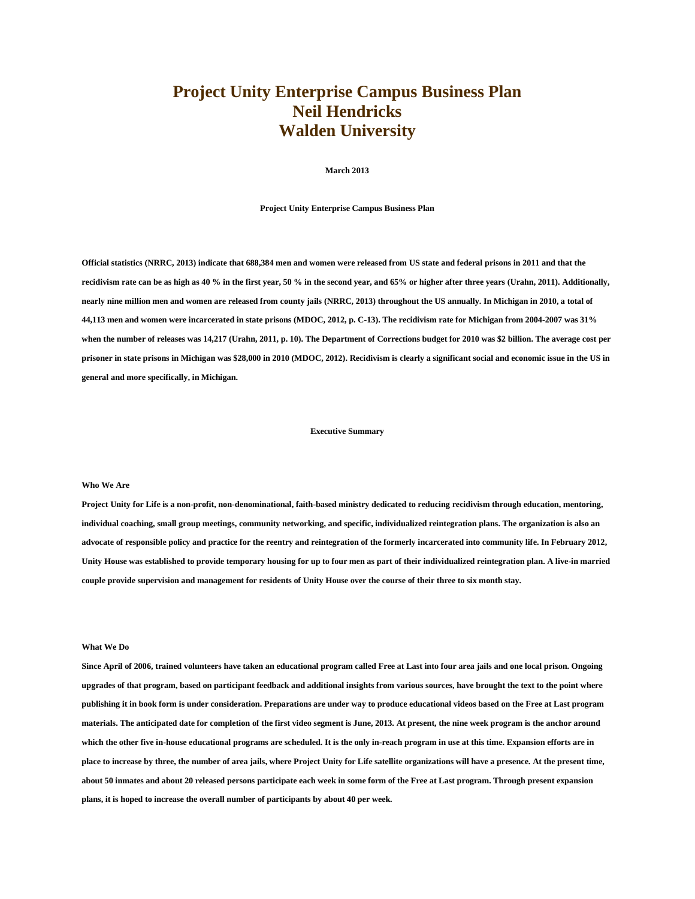# Project Unity Enterprise Campus Business Plan
# Neil Hendricks
# Walden University

**March 2013**

**Project Unity Enterprise Campus Business Plan**

**Official statistics (NRRC, 2013) indicate that 688,384 men and women were released from US state and federal prisons in 2011 and that the recidivism rate can be as high as 40 % in the first year, 50 % in the second year, and 65% or higher after three years (Urahn, 2011). Additionally, nearly nine million men and women are released from county jails (NRRC, 2013) throughout the US annually. In Michigan in 2010, a total of 44,113 men and women were incarcerated in state prisons (MDOC, 2012, p. C-13). The recidivism rate for Michigan from 2004-2007 was 31% when the number of releases was 14,217 (Urahn, 2011, p. 10). The Department of Corrections budget for 2010 was $2 billion. The average cost per prisoner in state prisons in Michigan was $28,000 in 2010 (MDOC, 2012). Recidivism is clearly a significant social and economic issue in the US in general and more specifically, in Michigan.**

## Executive Summary

### Who We Are

**Project Unity for Life is a non-profit, non-denominational, faith-based ministry dedicated to reducing recidivism through education, mentoring, individual coaching, small group meetings, community networking, and specific, individualized reintegration plans. The organization is also an advocate of responsible policy and practice for the reentry and reintegration of the formerly incarcerated into community life. In February 2012, Unity House was established to provide temporary housing for up to four men as part of their individualized reintegration plan. A live-in married couple provide supervision and management for residents of Unity House over the course of their three to six month stay.**

### What We Do

**Since April of 2006, trained volunteers have taken an educational program called Free at Last into four area jails and one local prison. Ongoing upgrades of that program, based on participant feedback and additional insights from various sources, have brought the text to the point where publishing it in book form is under consideration. Preparations are under way to produce educational videos based on the Free at Last program materials. The anticipated date for completion of the first video segment is June, 2013. At present, the nine week program is the anchor around which the other five in-house educational programs are scheduled. It is the only in-reach program in use at this time. Expansion efforts are in place to increase by three, the number of area jails, where Project Unity for Life satellite organizations will have a presence. At the present time, about 50 inmates and about 20 released persons participate each week in some form of the Free at Last program. Through present expansion plans, it is hoped to increase the overall number of participants by about 40 per week.**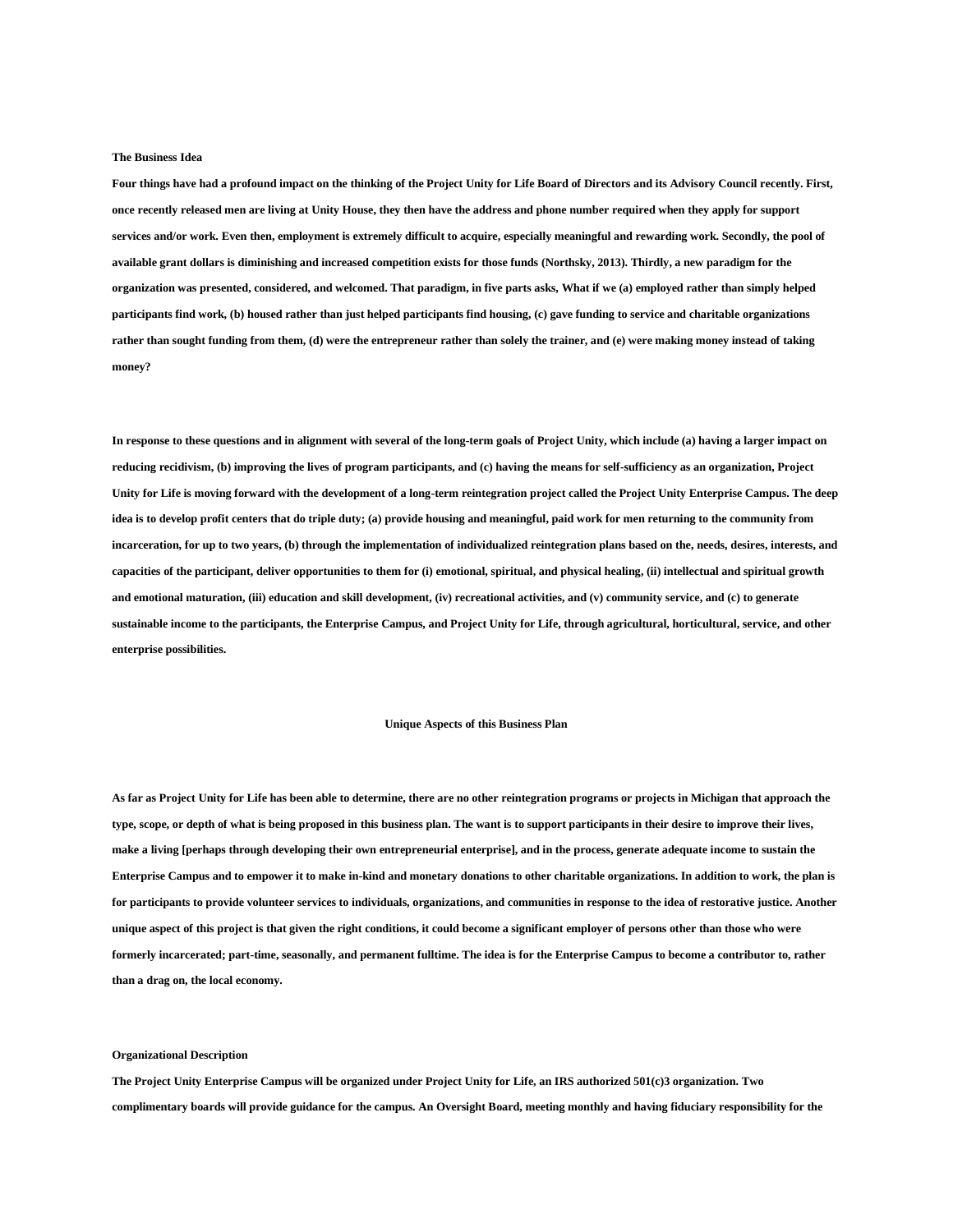### The Business Idea

**Four things have had a profound impact on the thinking of the Project Unity for Life Board of Directors and its Advisory Council recently. First, once recently released men are living at Unity House, they then have the address and phone number required when they apply for support services and/or work. Even then, employment is extremely difficult to acquire, especially meaningful and rewarding work. Secondly, the pool of available grant dollars is diminishing and increased competition exists for those funds (Northsky, 2013). Thirdly, a new paradigm for the organization was presented, considered, and welcomed. That paradigm, in five parts asks, What if we (a) employed rather than simply helped participants find work, (b) housed rather than just helped participants find housing, (c) gave funding to service and charitable organizations rather than sought funding from them, (d) were the entrepreneur rather than solely the trainer, and (e) were making money instead of taking money?**

**In response to these questions and in alignment with several of the long-term goals of Project Unity, which include (a) having a larger impact on reducing recidivism, (b) improving the lives of program participants, and (c) having the means for self-sufficiency as an organization, Project Unity for Life is moving forward with the development of a long-term reintegration project called the Project Unity Enterprise Campus. The deep idea is to develop profit centers that do triple duty; (a) provide housing and meaningful, paid work for men returning to the community from incarceration, for up to two years, (b) through the implementation of individualized reintegration plans based on the, needs, desires, interests, and capacities of the participant, deliver opportunities to them for (i) emotional, spiritual, and physical healing, (ii) intellectual and spiritual growth and emotional maturation, (iii) education and skill development, (iv) recreational activities, and (v) community service, and (c) to generate sustainable income to the participants, the Enterprise Campus, and Project Unity for Life, through agricultural, horticultural, service, and other enterprise possibilities.**

### Unique Aspects of this Business Plan

**As far as Project Unity for Life has been able to determine, there are no other reintegration programs or projects in Michigan that approach the type, scope, or depth of what is being proposed in this business plan. The want is to support participants in their desire to improve their lives, make a living [perhaps through developing their own entrepreneurial enterprise], and in the process, generate adequate income to sustain the Enterprise Campus and to empower it to make in-kind and monetary donations to other charitable organizations. In addition to work, the plan is for participants to provide volunteer services to individuals, organizations, and communities in response to the idea of restorative justice. Another unique aspect of this project is that given the right conditions, it could become a significant employer of persons other than those who were formerly incarcerated; part-time, seasonally, and permanent fulltime. The idea is for the Enterprise Campus to become a contributor to, rather than a drag on, the local economy.**

### Organizational Description

**The Project Unity Enterprise Campus will be organized under Project Unity for Life, an IRS authorized 501(c)3 organization. Two complimentary boards will provide guidance for the campus. An Oversight Board, meeting monthly and having fiduciary responsibility for the**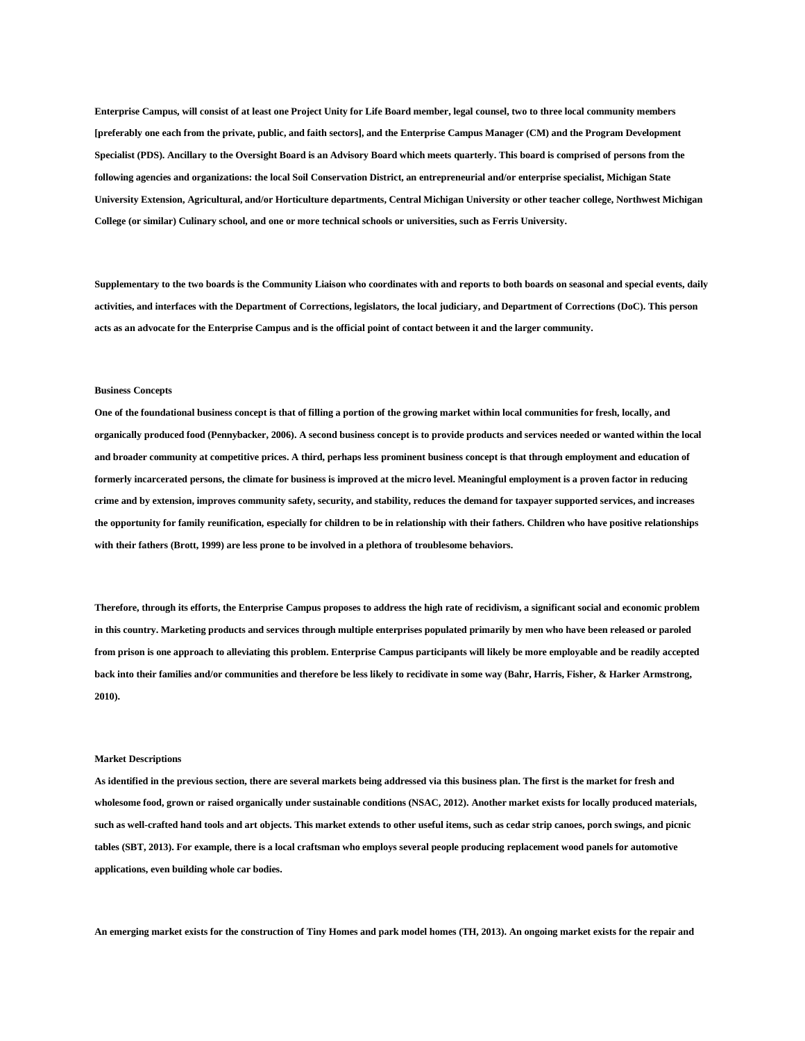Enterprise Campus, will consist of at least one Project Unity for Life Board member, legal counsel, two to three local community members [preferably one each from the private, public, and faith sectors], and the Enterprise Campus Manager (CM) and the Program Development Specialist (PDS). Ancillary to the Oversight Board is an Advisory Board which meets quarterly. This board is comprised of persons from the following agencies and organizations: the local Soil Conservation District, an entrepreneurial and/or enterprise specialist, Michigan State University Extension, Agricultural, and/or Horticulture departments, Central Michigan University or other teacher college, Northwest Michigan College (or similar) Culinary school, and one or more technical schools or universities, such as Ferris University.

Supplementary to the two boards is the Community Liaison who coordinates with and reports to both boards on seasonal and special events, daily activities, and interfaces with the Department of Corrections, legislators, the local judiciary, and Department of Corrections (DoC). This person acts as an advocate for the Enterprise Campus and is the official point of contact between it and the larger community.

### Business Concepts

One of the foundational business concept is that of filling a portion of the growing market within local communities for fresh, locally, and organically produced food (Pennybacker, 2006). A second business concept is to provide products and services needed or wanted within the local and broader community at competitive prices. A third, perhaps less prominent business concept is that through employment and education of formerly incarcerated persons, the climate for business is improved at the micro level. Meaningful employment is a proven factor in reducing crime and by extension, improves community safety, security, and stability, reduces the demand for taxpayer supported services, and increases the opportunity for family reunification, especially for children to be in relationship with their fathers. Children who have positive relationships with their fathers (Brott, 1999) are less prone to be involved in a plethora of troublesome behaviors.

Therefore, through its efforts, the Enterprise Campus proposes to address the high rate of recidivism, a significant social and economic problem in this country. Marketing products and services through multiple enterprises populated primarily by men who have been released or paroled from prison is one approach to alleviating this problem. Enterprise Campus participants will likely be more employable and be readily accepted back into their families and/or communities and therefore be less likely to recidivate in some way (Bahr, Harris, Fisher, & Harker Armstrong, 2010).

### Market Descriptions

As identified in the previous section, there are several markets being addressed via this business plan. The first is the market for fresh and wholesome food, grown or raised organically under sustainable conditions (NSAC, 2012). Another market exists for locally produced materials, such as well-crafted hand tools and art objects. This market extends to other useful items, such as cedar strip canoes, porch swings, and picnic tables (SBT, 2013). For example, there is a local craftsman who employs several people producing replacement wood panels for automotive applications, even building whole car bodies.

An emerging market exists for the construction of Tiny Homes and park model homes (TH, 2013). An ongoing market exists for the repair and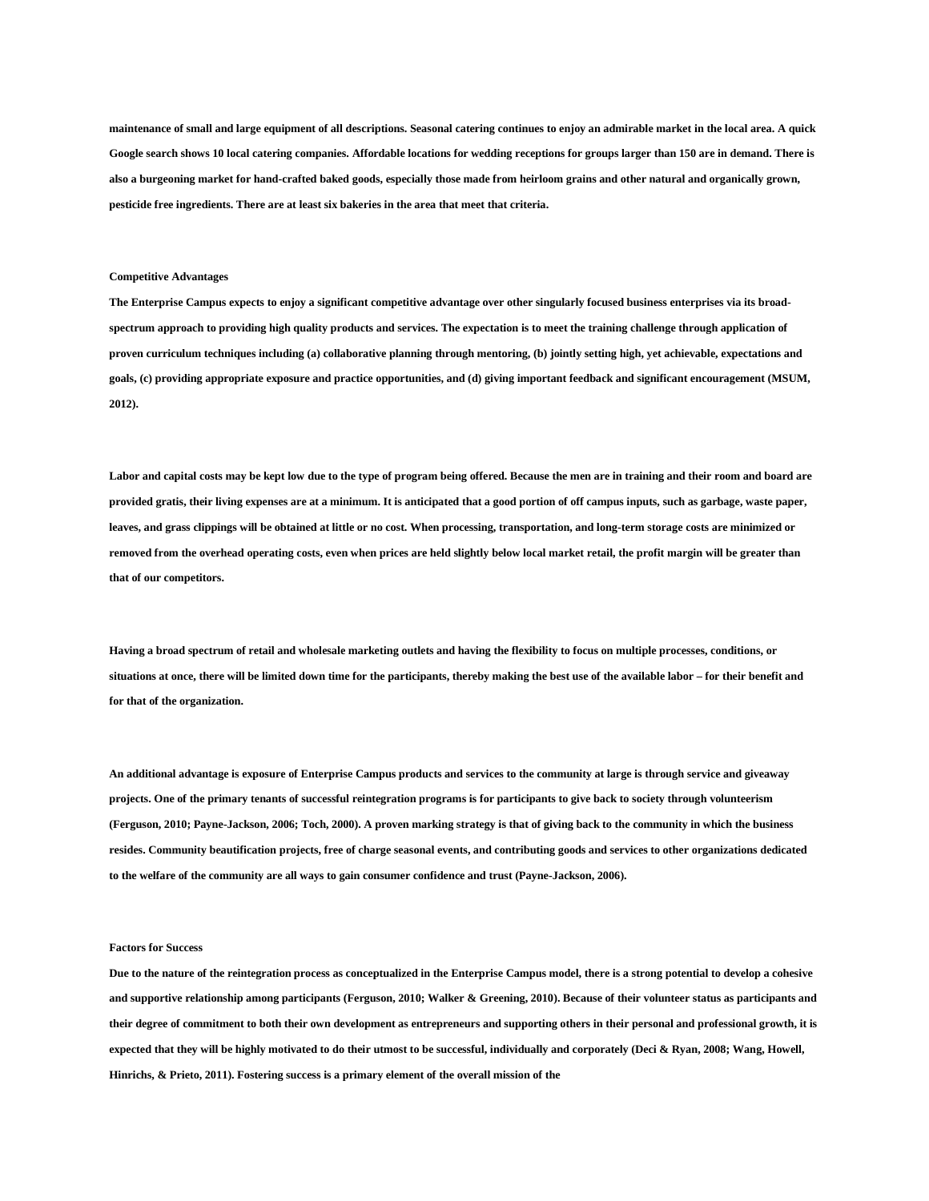maintenance of small and large equipment of all descriptions. Seasonal catering continues to enjoy an admirable market in the local area. A quick Google search shows 10 local catering companies. Affordable locations for wedding receptions for groups larger than 150 are in demand. There is also a burgeoning market for hand-crafted baked goods, especially those made from heirloom grains and other natural and organically grown, pesticide free ingredients. There are at least six bakeries in the area that meet that criteria.

## Competitive Advantages

The Enterprise Campus expects to enjoy a significant competitive advantage over other singularly focused business enterprises via its broad-spectrum approach to providing high quality products and services. The expectation is to meet the training challenge through application of proven curriculum techniques including (a) collaborative planning through mentoring, (b) jointly setting high, yet achievable, expectations and goals, (c) providing appropriate exposure and practice opportunities, and (d) giving important feedback and significant encouragement (MSUM, 2012).

Labor and capital costs may be kept low due to the type of program being offered. Because the men are in training and their room and board are provided gratis, their living expenses are at a minimum. It is anticipated that a good portion of off campus inputs, such as garbage, waste paper, leaves, and grass clippings will be obtained at little or no cost. When processing, transportation, and long-term storage costs are minimized or removed from the overhead operating costs, even when prices are held slightly below local market retail, the profit margin will be greater than that of our competitors.

Having a broad spectrum of retail and wholesale marketing outlets and having the flexibility to focus on multiple processes, conditions, or situations at once, there will be limited down time for the participants, thereby making the best use of the available labor – for their benefit and for that of the organization.

An additional advantage is exposure of Enterprise Campus products and services to the community at large is through service and giveaway projects. One of the primary tenants of successful reintegration programs is for participants to give back to society through volunteerism (Ferguson, 2010; Payne-Jackson, 2006; Toch, 2000). A proven marking strategy is that of giving back to the community in which the business resides. Community beautification projects, free of charge seasonal events, and contributing goods and services to other organizations dedicated to the welfare of the community are all ways to gain consumer confidence and trust (Payne-Jackson, 2006).

## Factors for Success

Due to the nature of the reintegration process as conceptualized in the Enterprise Campus model, there is a strong potential to develop a cohesive and supportive relationship among participants (Ferguson, 2010; Walker & Greening, 2010). Because of their volunteer status as participants and their degree of commitment to both their own development as entrepreneurs and supporting others in their personal and professional growth, it is expected that they will be highly motivated to do their utmost to be successful, individually and corporately (Deci & Ryan, 2008; Wang, Howell, Hinrichs, & Prieto, 2011). Fostering success is a primary element of the overall mission of the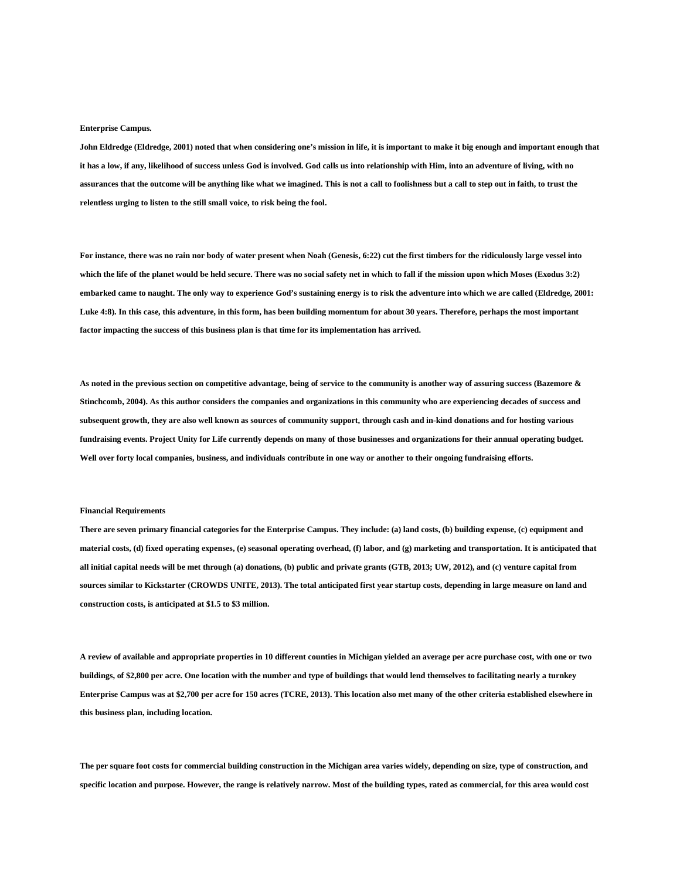**Enterprise Campus.**

**John Eldredge (Eldredge, 2001) noted that when considering one's mission in life, it is important to make it big enough and important enough that it has a low, if any, likelihood of success unless God is involved. God calls us into relationship with Him, into an adventure of living, with no assurances that the outcome will be anything like what we imagined. This is not a call to foolishness but a call to step out in faith, to trust the relentless urging to listen to the still small voice, to risk being the fool.**

**For instance, there was no rain nor body of water present when Noah (Genesis, 6:22) cut the first timbers for the ridiculously large vessel into which the life of the planet would be held secure. There was no social safety net in which to fall if the mission upon which Moses (Exodus 3:2) embarked came to naught. The only way to experience God's sustaining energy is to risk the adventure into which we are called (Eldredge, 2001: Luke 4:8). In this case, this adventure, in this form, has been building momentum for about 30 years. Therefore, perhaps the most important factor impacting the success of this business plan is that time for its implementation has arrived.**

**As noted in the previous section on competitive advantage, being of service to the community is another way of assuring success (Bazemore & Stinchcomb, 2004). As this author considers the companies and organizations in this community who are experiencing decades of success and subsequent growth, they are also well known as sources of community support, through cash and in-kind donations and for hosting various fundraising events. Project Unity for Life currently depends on many of those businesses and organizations for their annual operating budget. Well over forty local companies, business, and individuals contribute in one way or another to their ongoing fundraising efforts.**

**Financial Requirements**

**There are seven primary financial categories for the Enterprise Campus. They include: (a) land costs, (b) building expense, (c) equipment and material costs, (d) fixed operating expenses, (e) seasonal operating overhead, (f) labor, and (g) marketing and transportation. It is anticipated that all initial capital needs will be met through (a) donations, (b) public and private grants (GTB, 2013; UW, 2012), and (c) venture capital from sources similar to Kickstarter (CROWDS UNITE, 2013). The total anticipated first year startup costs, depending in large measure on land and construction costs, is anticipated at $1.5 to $3 million.**

**A review of available and appropriate properties in 10 different counties in Michigan yielded an average per acre purchase cost, with one or two buildings, of $2,800 per acre. One location with the number and type of buildings that would lend themselves to facilitating nearly a turnkey Enterprise Campus was at $2,700 per acre for 150 acres (TCRE, 2013). This location also met many of the other criteria established elsewhere in this business plan, including location.**

**The per square foot costs for commercial building construction in the Michigan area varies widely, depending on size, type of construction, and specific location and purpose. However, the range is relatively narrow. Most of the building types, rated as commercial, for this area would cost**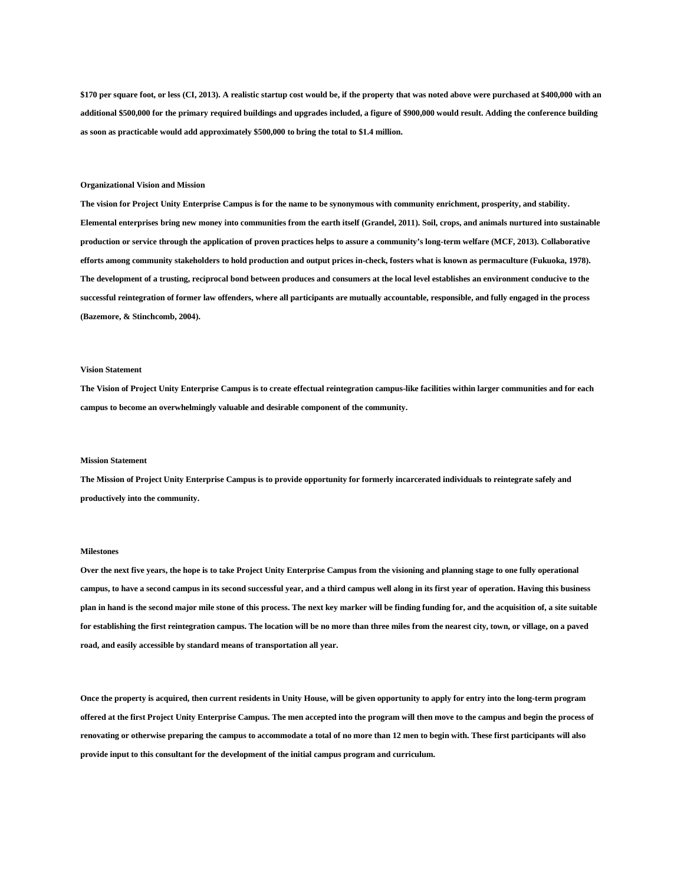$170 per square foot, or less (CI, 2013). A realistic startup cost would be, if the property that was noted above were purchased at $400,000 with an additional $500,000 for the primary required buildings and upgrades included, a figure of $900,000 would result. Adding the conference building as soon as practicable would add approximately $500,000 to bring the total to $1.4 million.

## Organizational Vision and Mission

The vision for Project Unity Enterprise Campus is for the name to be synonymous with community enrichment, prosperity, and stability. Elemental enterprises bring new money into communities from the earth itself (Grandel, 2011). Soil, crops, and animals nurtured into sustainable production or service through the application of proven practices helps to assure a community's long-term welfare (MCF, 2013). Collaborative efforts among community stakeholders to hold production and output prices in-check, fosters what is known as permaculture (Fukuoka, 1978). The development of a trusting, reciprocal bond between produces and consumers at the local level establishes an environment conducive to the successful reintegration of former law offenders, where all participants are mutually accountable, responsible, and fully engaged in the process (Bazemore, & Stinchcomb, 2004).

### Vision Statement

The Vision of Project Unity Enterprise Campus is to create effectual reintegration campus-like facilities within larger communities and for each campus to become an overwhelmingly valuable and desirable component of the community.

### Mission Statement

The Mission of Project Unity Enterprise Campus is to provide opportunity for formerly incarcerated individuals to reintegrate safely and productively into the community.

## Milestones

Over the next five years, the hope is to take Project Unity Enterprise Campus from the visioning and planning stage to one fully operational campus, to have a second campus in its second successful year, and a third campus well along in its first year of operation. Having this business plan in hand is the second major mile stone of this process. The next key marker will be finding funding for, and the acquisition of, a site suitable for establishing the first reintegration campus. The location will be no more than three miles from the nearest city, town, or village, on a paved road, and easily accessible by standard means of transportation all year.

Once the property is acquired, then current residents in Unity House, will be given opportunity to apply for entry into the long-term program offered at the first Project Unity Enterprise Campus. The men accepted into the program will then move to the campus and begin the process of renovating or otherwise preparing the campus to accommodate a total of no more than 12 men to begin with. These first participants will also provide input to this consultant for the development of the initial campus program and curriculum.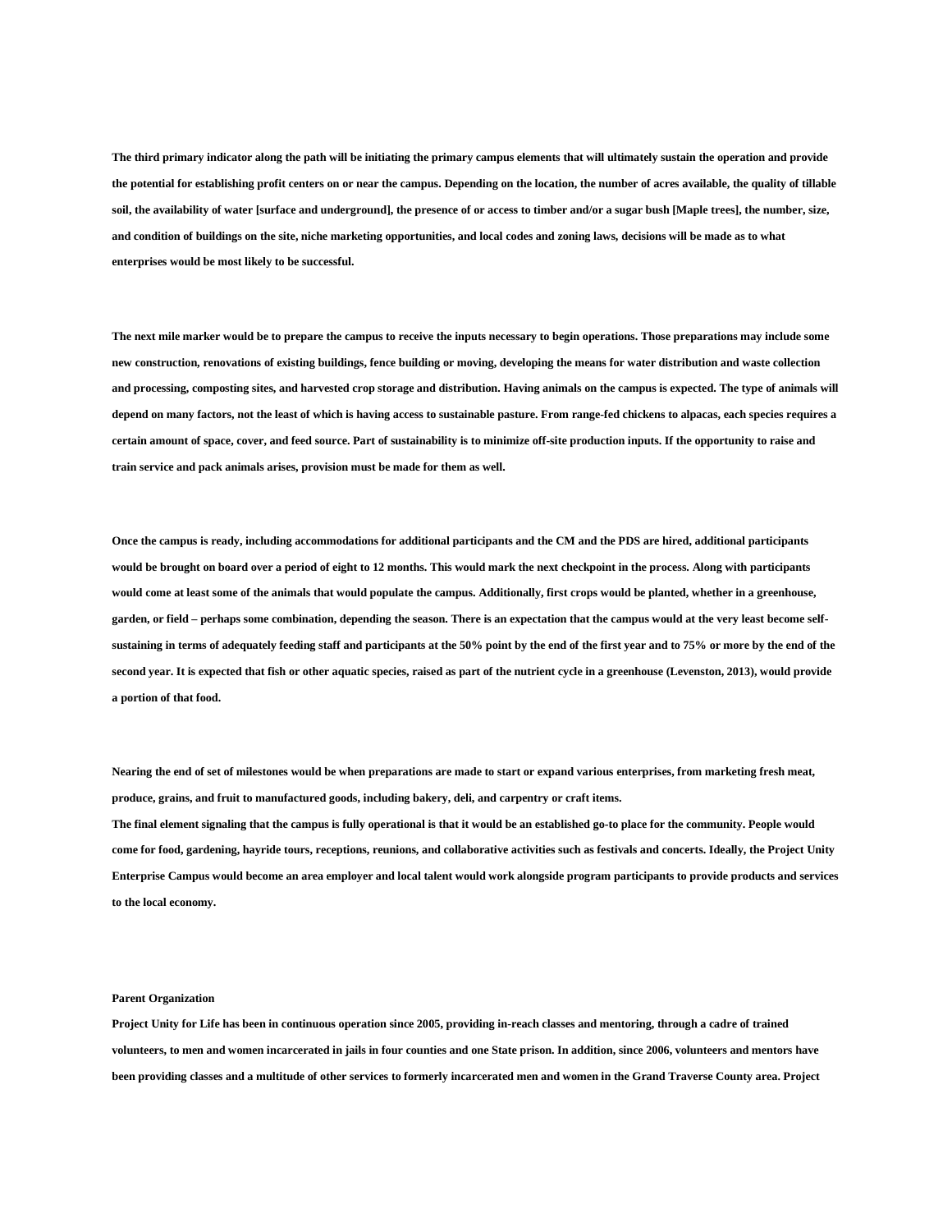The third primary indicator along the path will be initiating the primary campus elements that will ultimately sustain the operation and provide the potential for establishing profit centers on or near the campus. Depending on the location, the number of acres available, the quality of tillable soil, the availability of water [surface and underground], the presence of or access to timber and/or a sugar bush [Maple trees], the number, size, and condition of buildings on the site, niche marketing opportunities, and local codes and zoning laws, decisions will be made as to what enterprises would be most likely to be successful.

The next mile marker would be to prepare the campus to receive the inputs necessary to begin operations. Those preparations may include some new construction, renovations of existing buildings, fence building or moving, developing the means for water distribution and waste collection and processing, composting sites, and harvested crop storage and distribution. Having animals on the campus is expected. The type of animals will depend on many factors, not the least of which is having access to sustainable pasture. From range-fed chickens to alpacas, each species requires a certain amount of space, cover, and feed source. Part of sustainability is to minimize off-site production inputs. If the opportunity to raise and train service and pack animals arises, provision must be made for them as well.

Once the campus is ready, including accommodations for additional participants and the CM and the PDS are hired, additional participants would be brought on board over a period of eight to 12 months. This would mark the next checkpoint in the process. Along with participants would come at least some of the animals that would populate the campus. Additionally, first crops would be planted, whether in a greenhouse, garden, or field – perhaps some combination, depending the season. There is an expectation that the campus would at the very least become self-sustaining in terms of adequately feeding staff and participants at the 50% point by the end of the first year and to 75% or more by the end of the second year. It is expected that fish or other aquatic species, raised as part of the nutrient cycle in a greenhouse (Levenston, 2013), would provide a portion of that food.

Nearing the end of set of milestones would be when preparations are made to start or expand various enterprises, from marketing fresh meat, produce, grains, and fruit to manufactured goods, including bakery, deli, and carpentry or craft items.

The final element signaling that the campus is fully operational is that it would be an established go-to place for the community. People would come for food, gardening, hayride tours, receptions, reunions, and collaborative activities such as festivals and concerts. Ideally, the Project Unity Enterprise Campus would become an area employer and local talent would work alongside program participants to provide products and services to the local economy.

### Parent Organization

Project Unity for Life has been in continuous operation since 2005, providing in-reach classes and mentoring, through a cadre of trained volunteers, to men and women incarcerated in jails in four counties and one State prison. In addition, since 2006, volunteers and mentors have been providing classes and a multitude of other services to formerly incarcerated men and women in the Grand Traverse County area. Project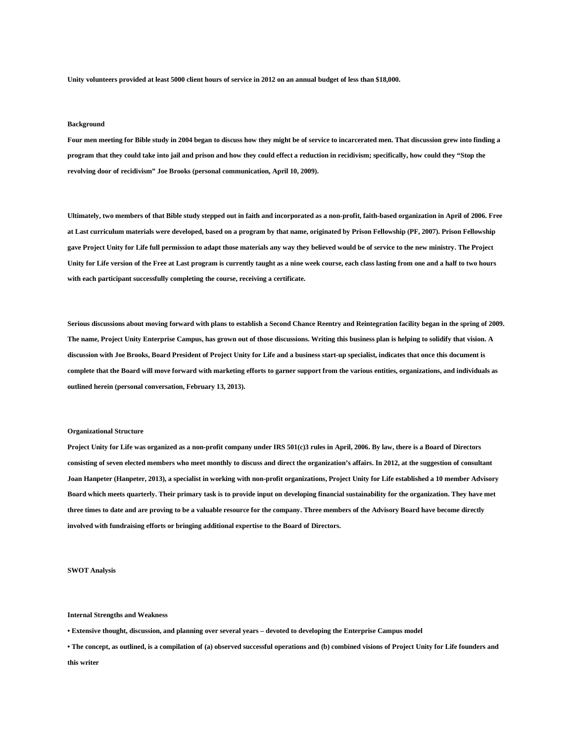Unity volunteers provided at least 5000 client hours of service in 2012 on an annual budget of less than $18,000.

## Background

Four men meeting for Bible study in 2004 began to discuss how they might be of service to incarcerated men. That discussion grew into finding a program that they could take into jail and prison and how they could effect a reduction in recidivism; specifically, how could they "Stop the revolving door of recidivism" Joe Brooks (personal communication, April 10, 2009).

Ultimately, two members of that Bible study stepped out in faith and incorporated as a non-profit, faith-based organization in April of 2006. Free at Last curriculum materials were developed, based on a program by that name, originated by Prison Fellowship (PF, 2007). Prison Fellowship gave Project Unity for Life full permission to adapt those materials any way they believed would be of service to the new ministry. The Project Unity for Life version of the Free at Last program is currently taught as a nine week course, each class lasting from one and a half to two hours with each participant successfully completing the course, receiving a certificate.

Serious discussions about moving forward with plans to establish a Second Chance Reentry and Reintegration facility began in the spring of 2009. The name, Project Unity Enterprise Campus, has grown out of those discussions. Writing this business plan is helping to solidify that vision. A discussion with Joe Brooks, Board President of Project Unity for Life and a business start-up specialist, indicates that once this document is complete that the Board will move forward with marketing efforts to garner support from the various entities, organizations, and individuals as outlined herein (personal conversation, February 13, 2013).

## Organizational Structure

Project Unity for Life was organized as a non-profit company under IRS 501(c)3 rules in April, 2006. By law, there is a Board of Directors consisting of seven elected members who meet monthly to discuss and direct the organization's affairs. In 2012, at the suggestion of consultant Joan Hanpeter (Hanpeter, 2013), a specialist in working with non-profit organizations, Project Unity for Life established a 10 member Advisory Board which meets quarterly. Their primary task is to provide input on developing financial sustainability for the organization. They have met three times to date and are proving to be a valuable resource for the company. Three members of the Advisory Board have become directly involved with fundraising efforts or bringing additional expertise to the Board of Directors.

## SWOT Analysis

### Internal Strengths and Weakness

- Extensive thought, discussion, and planning over several years – devoted to developing the Enterprise Campus model
- The concept, as outlined, is a compilation of (a) observed successful operations and (b) combined visions of Project Unity for Life founders and this writer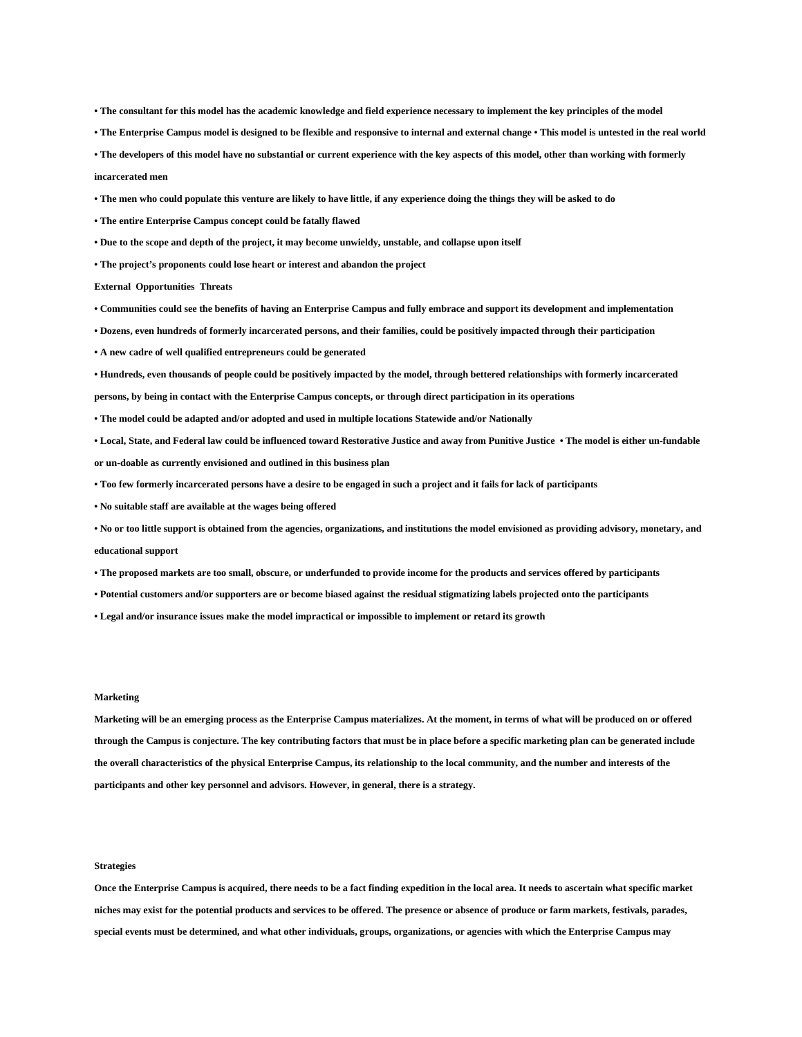• The consultant for this model has the academic knowledge and field experience necessary to implement the key principles of the model

• The Enterprise Campus model is designed to be flexible and responsive to internal and external change • This model is untested in the real world

• The developers of this model have no substantial or current experience with the key aspects of this model, other than working with formerly incarcerated men

• The men who could populate this venture are likely to have little, if any experience doing the things they will be asked to do

• The entire Enterprise Campus concept could be fatally flawed

• Due to the scope and depth of the project, it may become unwieldy, unstable, and collapse upon itself

• The project's proponents could lose heart or interest and abandon the project

**External Opportunities Threats**

• Communities could see the benefits of having an Enterprise Campus and fully embrace and support its development and implementation

• Dozens, even hundreds of formerly incarcerated persons, and their families, could be positively impacted through their participation

• A new cadre of well qualified entrepreneurs could be generated

• Hundreds, even thousands of people could be positively impacted by the model, through bettered relationships with formerly incarcerated persons, by being in contact with the Enterprise Campus concepts, or through direct participation in its operations

• The model could be adapted and/or adopted and used in multiple locations Statewide and/or Nationally

• Local, State, and Federal law could be influenced toward Restorative Justice and away from Punitive Justice • The model is either un-fundable or un-doable as currently envisioned and outlined in this business plan

• Too few formerly incarcerated persons have a desire to be engaged in such a project and it fails for lack of participants

• No suitable staff are available at the wages being offered

• No or too little support is obtained from the agencies, organizations, and institutions the model envisioned as providing advisory, monetary, and educational support

• The proposed markets are too small, obscure, or underfunded to provide income for the products and services offered by participants

• Potential customers and/or supporters are or become biased against the residual stigmatizing labels projected onto the participants

• Legal and/or insurance issues make the model impractical or impossible to implement or retard its growth

## Marketing

Marketing will be an emerging process as the Enterprise Campus materializes. At the moment, in terms of what will be produced on or offered through the Campus is conjecture. The key contributing factors that must be in place before a specific marketing plan can be generated include the overall characteristics of the physical Enterprise Campus, its relationship to the local community, and the number and interests of the participants and other key personnel and advisors. However, in general, there is a strategy.

## Strategies

Once the Enterprise Campus is acquired, there needs to be a fact finding expedition in the local area. It needs to ascertain what specific market niches may exist for the potential products and services to be offered. The presence or absence of produce or farm markets, festivals, parades, special events must be determined, and what other individuals, groups, organizations, or agencies with which the Enterprise Campus may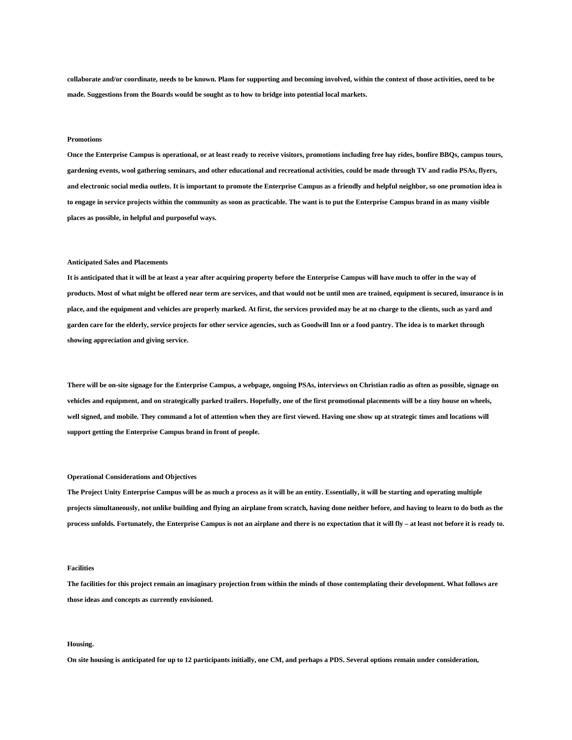collaborate and/or coordinate, needs to be known. Plans for supporting and becoming involved, within the context of those activities, need to be made. Suggestions from the Boards would be sought as to how to bridge into potential local markets.

### Promotions

Once the Enterprise Campus is operational, or at least ready to receive visitors, promotions including free hay rides, bonfire BBQs, campus tours, gardening events, wool gathering seminars, and other educational and recreational activities, could be made through TV and radio PSAs, flyers, and electronic social media outlets. It is important to promote the Enterprise Campus as a friendly and helpful neighbor, so one promotion idea is to engage in service projects within the community as soon as practicable. The want is to put the Enterprise Campus brand in as many visible places as possible, in helpful and purposeful ways.

### Anticipated Sales and Placements

It is anticipated that it will be at least a year after acquiring property before the Enterprise Campus will have much to offer in the way of products. Most of what might be offered near term are services, and that would not be until men are trained, equipment is secured, insurance is in place, and the equipment and vehicles are properly marked. At first, the services provided may be at no charge to the clients, such as yard and garden care for the elderly, service projects for other service agencies, such as Goodwill Inn or a food pantry. The idea is to market through showing appreciation and giving service.

There will be on-site signage for the Enterprise Campus, a webpage, ongoing PSAs, interviews on Christian radio as often as possible, signage on vehicles and equipment, and on strategically parked trailers. Hopefully, one of the first promotional placements will be a tiny house on wheels, well signed, and mobile. They command a lot of attention when they are first viewed. Having one show up at strategic times and locations will support getting the Enterprise Campus brand in front of people.

### Operational Considerations and Objectives

The Project Unity Enterprise Campus will be as much a process as it will be an entity. Essentially, it will be starting and operating multiple projects simultaneously, not unlike building and flying an airplane from scratch, having done neither before, and having to learn to do both as the process unfolds. Fortunately, the Enterprise Campus is not an airplane and there is no expectation that it will fly – at least not before it is ready to.

### Facilities

The facilities for this project remain an imaginary projection from within the minds of those contemplating their development. What follows are those ideas and concepts as currently envisioned.

#### Housing.

On site housing is anticipated for up to 12 participants initially, one CM, and perhaps a PDS. Several options remain under consideration,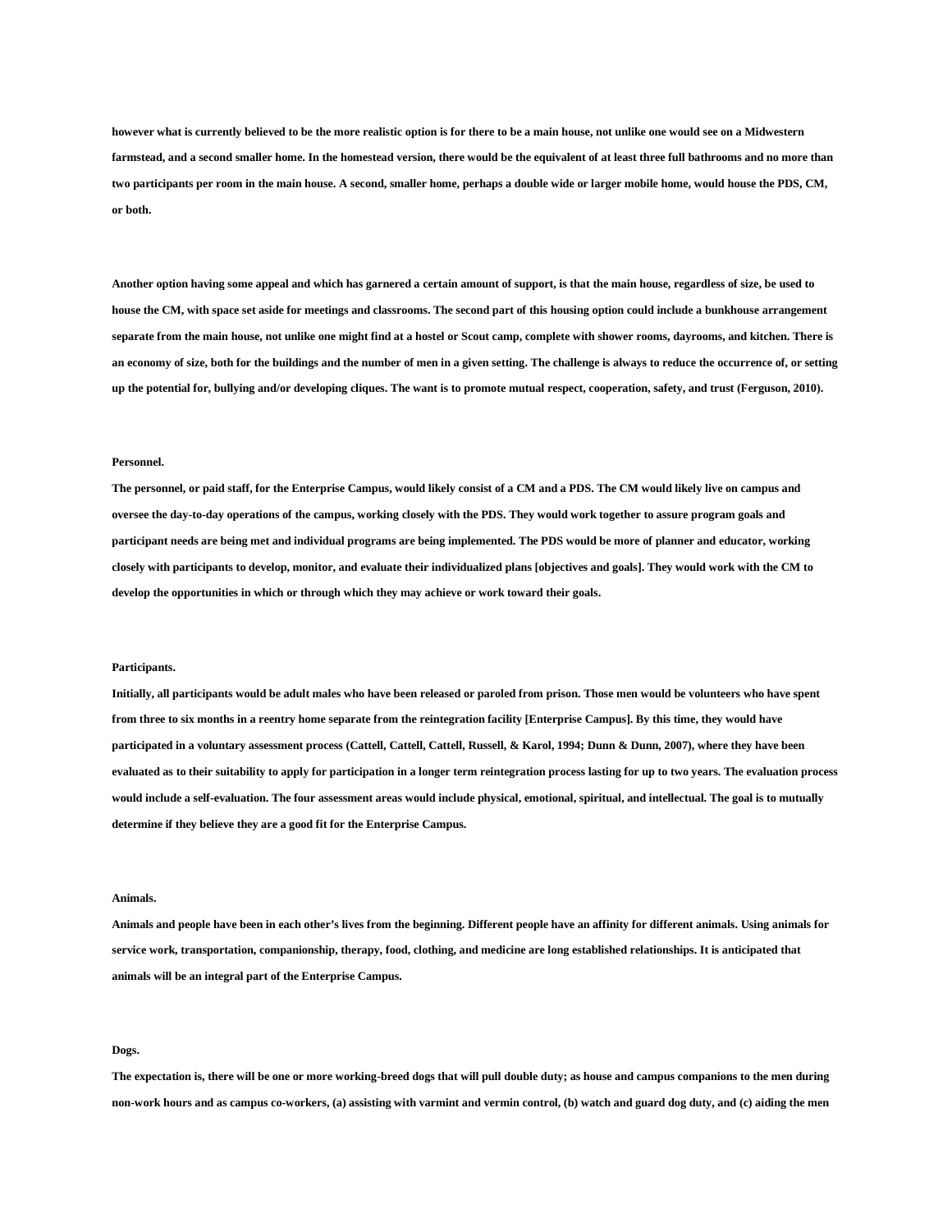however what is currently believed to be the more realistic option is for there to be a main house, not unlike one would see on a Midwestern farmstead, and a second smaller home. In the homestead version, there would be the equivalent of at least three full bathrooms and no more than two participants per room in the main house. A second, smaller home, perhaps a double wide or larger mobile home, would house the PDS, CM, or both.

Another option having some appeal and which has garnered a certain amount of support, is that the main house, regardless of size, be used to house the CM, with space set aside for meetings and classrooms. The second part of this housing option could include a bunkhouse arrangement separate from the main house, not unlike one might find at a hostel or Scout camp, complete with shower rooms, dayrooms, and kitchen. There is an economy of size, both for the buildings and the number of men in a given setting. The challenge is always to reduce the occurrence of, or setting up the potential for, bullying and/or developing cliques. The want is to promote mutual respect, cooperation, safety, and trust (Ferguson, 2010).

### Personnel.

The personnel, or paid staff, for the Enterprise Campus, would likely consist of a CM and a PDS. The CM would likely live on campus and oversee the day-to-day operations of the campus, working closely with the PDS. They would work together to assure program goals and participant needs are being met and individual programs are being implemented. The PDS would be more of planner and educator, working closely with participants to develop, monitor, and evaluate their individualized plans [objectives and goals]. They would work with the CM to develop the opportunities in which or through which they may achieve or work toward their goals.

### Participants.

Initially, all participants would be adult males who have been released or paroled from prison. Those men would be volunteers who have spent from three to six months in a reentry home separate from the reintegration facility [Enterprise Campus]. By this time, they would have participated in a voluntary assessment process (Cattell, Cattell, Cattell, Russell, & Karol, 1994; Dunn & Dunn, 2007), where they have been evaluated as to their suitability to apply for participation in a longer term reintegration process lasting for up to two years. The evaluation process would include a self-evaluation. The four assessment areas would include physical, emotional, spiritual, and intellectual. The goal is to mutually determine if they believe they are a good fit for the Enterprise Campus.

### Animals.

Animals and people have been in each other's lives from the beginning. Different people have an affinity for different animals. Using animals for service work, transportation, companionship, therapy, food, clothing, and medicine are long established relationships. It is anticipated that animals will be an integral part of the Enterprise Campus.

### Dogs.

The expectation is, there will be one or more working-breed dogs that will pull double duty; as house and campus companions to the men during non-work hours and as campus co-workers, (a) assisting with varmint and vermin control, (b) watch and guard dog duty, and (c) aiding the men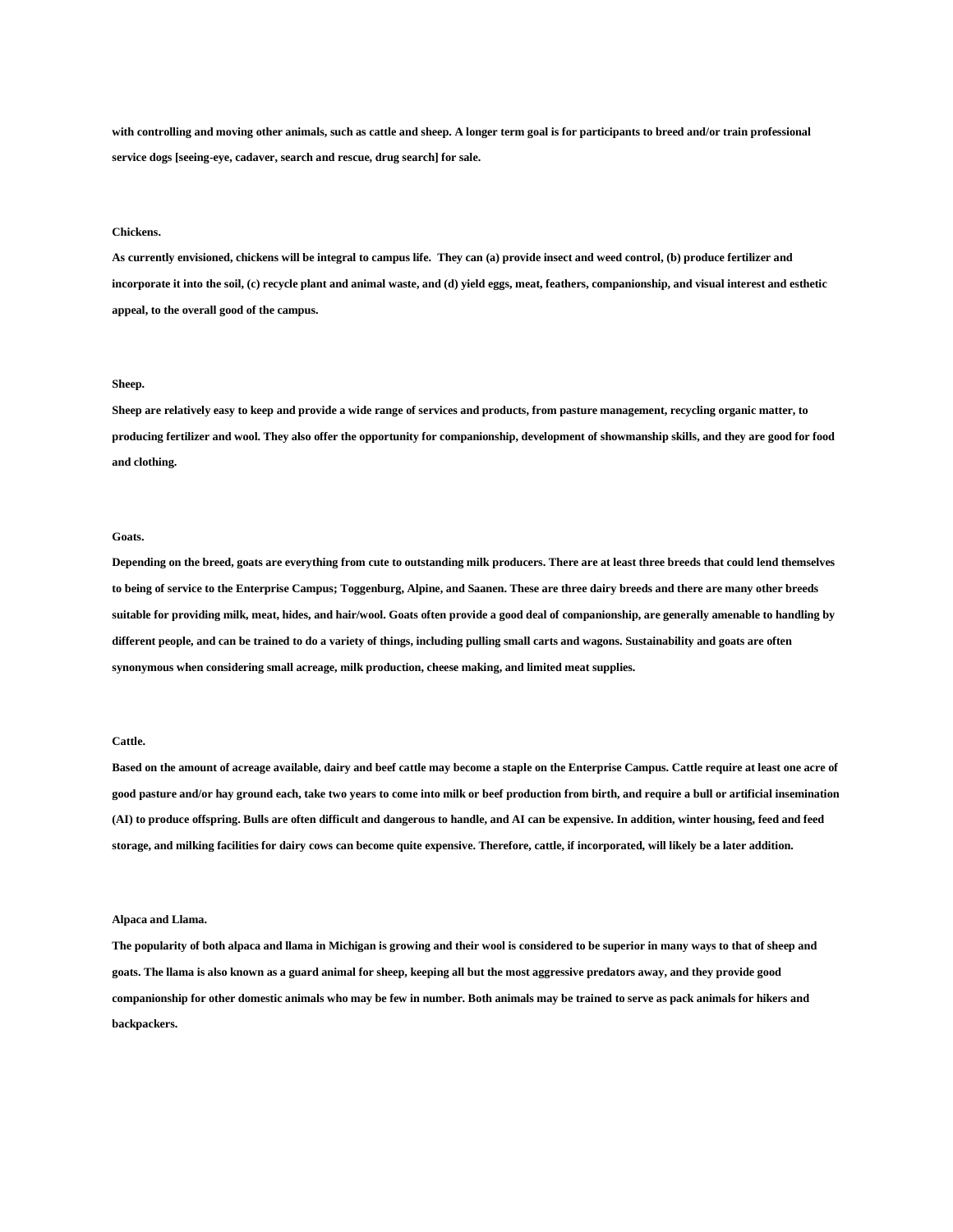with controlling and moving other animals, such as cattle and sheep. A longer term goal is for participants to breed and/or train professional service dogs [seeing-eye, cadaver, search and rescue, drug search] for sale.

**Chickens.**

As currently envisioned, chickens will be integral to campus life. They can (a) provide insect and weed control, (b) produce fertilizer and incorporate it into the soil, (c) recycle plant and animal waste, and (d) yield eggs, meat, feathers, companionship, and visual interest and esthetic appeal, to the overall good of the campus.

**Sheep.**

Sheep are relatively easy to keep and provide a wide range of services and products, from pasture management, recycling organic matter, to producing fertilizer and wool. They also offer the opportunity for companionship, development of showmanship skills, and they are good for food and clothing.

**Goats.**

Depending on the breed, goats are everything from cute to outstanding milk producers. There are at least three breeds that could lend themselves to being of service to the Enterprise Campus; Toggenburg, Alpine, and Saanen. These are three dairy breeds and there are many other breeds suitable for providing milk, meat, hides, and hair/wool. Goats often provide a good deal of companionship, are generally amenable to handling by different people, and can be trained to do a variety of things, including pulling small carts and wagons. Sustainability and goats are often synonymous when considering small acreage, milk production, cheese making, and limited meat supplies.

**Cattle.**

Based on the amount of acreage available, dairy and beef cattle may become a staple on the Enterprise Campus. Cattle require at least one acre of good pasture and/or hay ground each, take two years to come into milk or beef production from birth, and require a bull or artificial insemination (AI) to produce offspring. Bulls are often difficult and dangerous to handle, and AI can be expensive. In addition, winter housing, feed and feed storage, and milking facilities for dairy cows can become quite expensive. Therefore, cattle, if incorporated, will likely be a later addition.

**Alpaca and Llama.**

The popularity of both alpaca and llama in Michigan is growing and their wool is considered to be superior in many ways to that of sheep and goats. The llama is also known as a guard animal for sheep, keeping all but the most aggressive predators away, and they provide good companionship for other domestic animals who may be few in number. Both animals may be trained to serve as pack animals for hikers and backpackers.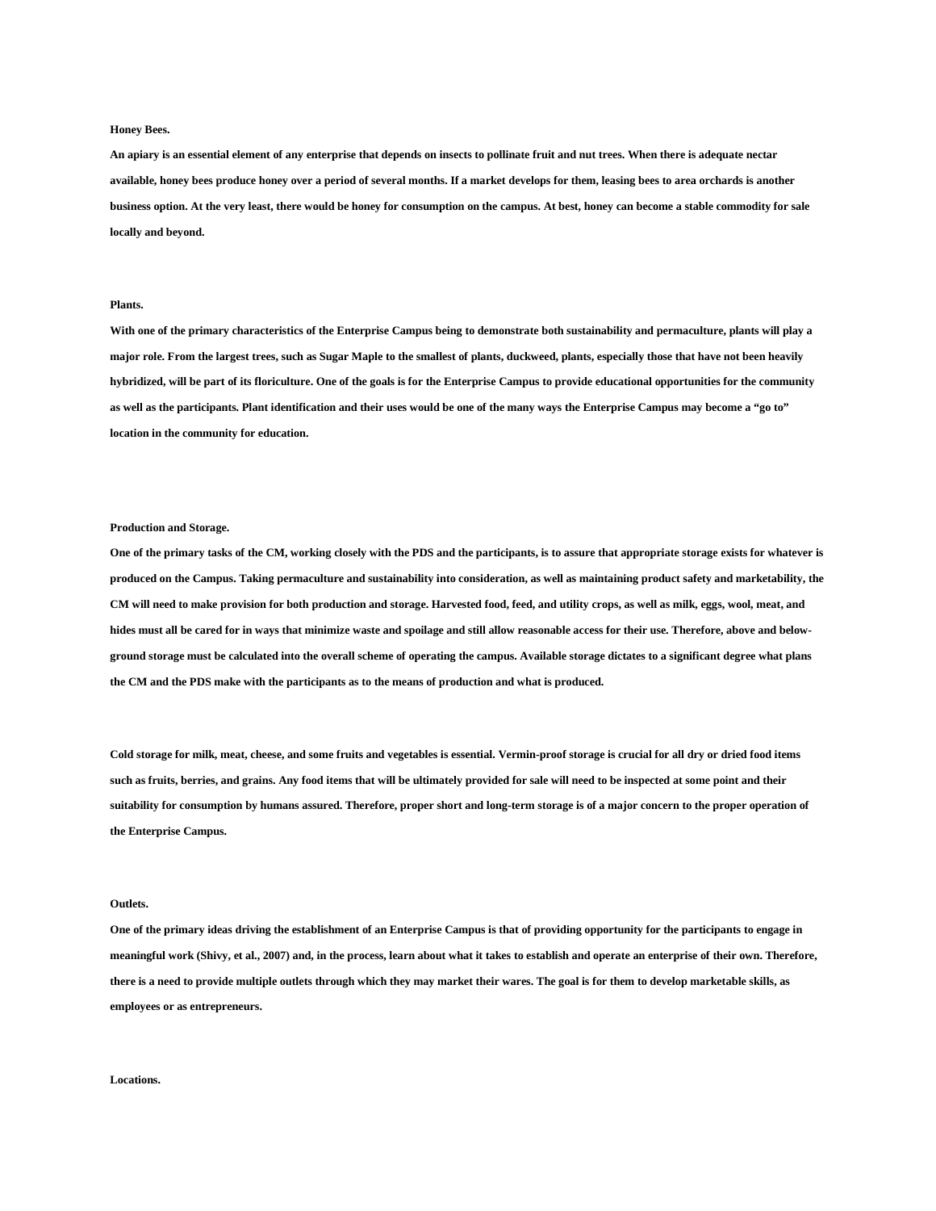**Honey Bees.**

**An apiary is an essential element of any enterprise that depends on insects to pollinate fruit and nut trees. When there is adequate nectar available, honey bees produce honey over a period of several months. If a market develops for them, leasing bees to area orchards is another business option. At the very least, there would be honey for consumption on the campus. At best, honey can become a stable commodity for sale locally and beyond.**

**Plants.**

**With one of the primary characteristics of the Enterprise Campus being to demonstrate both sustainability and permaculture, plants will play a major role. From the largest trees, such as Sugar Maple to the smallest of plants, duckweed, plants, especially those that have not been heavily hybridized, will be part of its floriculture. One of the goals is for the Enterprise Campus to provide educational opportunities for the community as well as the participants. Plant identification and their uses would be one of the many ways the Enterprise Campus may become a "go to" location in the community for education.**

**Production and Storage.**

**One of the primary tasks of the CM, working closely with the PDS and the participants, is to assure that appropriate storage exists for whatever is produced on the Campus. Taking permaculture and sustainability into consideration, as well as maintaining product safety and marketability, the CM will need to make provision for both production and storage. Harvested food, feed, and utility crops, as well as milk, eggs, wool, meat, and hides must all be cared for in ways that minimize waste and spoilage and still allow reasonable access for their use. Therefore, above and below-ground storage must be calculated into the overall scheme of operating the campus. Available storage dictates to a significant degree what plans the CM and the PDS make with the participants as to the means of production and what is produced.**

**Cold storage for milk, meat, cheese, and some fruits and vegetables is essential. Vermin-proof storage is crucial for all dry or dried food items such as fruits, berries, and grains. Any food items that will be ultimately provided for sale will need to be inspected at some point and their suitability for consumption by humans assured. Therefore, proper short and long-term storage is of a major concern to the proper operation of the Enterprise Campus.**

**Outlets.**

**One of the primary ideas driving the establishment of an Enterprise Campus is that of providing opportunity for the participants to engage in meaningful work (Shivy, et al., 2007) and, in the process, learn about what it takes to establish and operate an enterprise of their own. Therefore, there is a need to provide multiple outlets through which they may market their wares. The goal is for them to develop marketable skills, as employees or as entrepreneurs.**

**Locations.**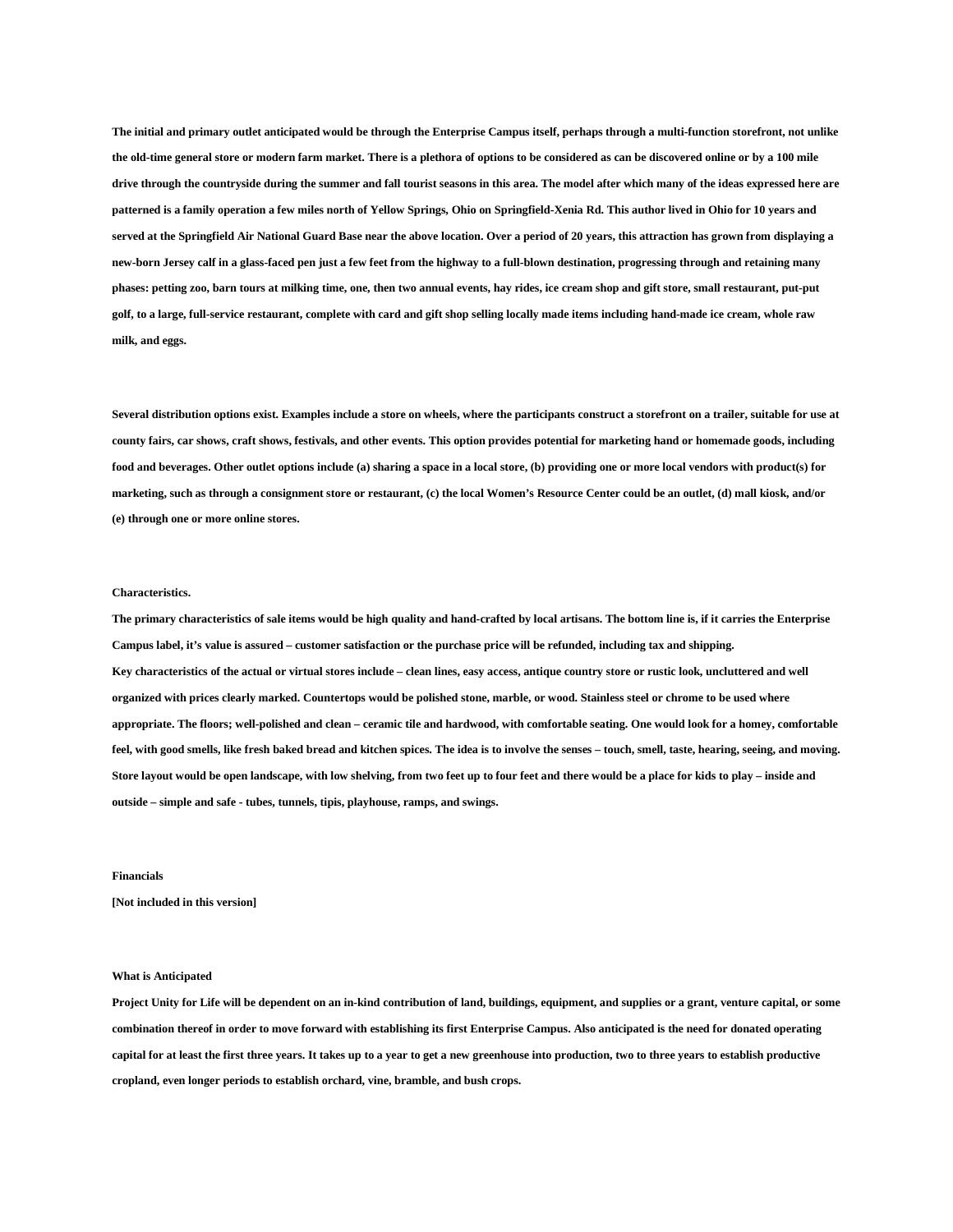The initial and primary outlet anticipated would be through the Enterprise Campus itself, perhaps through a multi-function storefront, not unlike the old-time general store or modern farm market. There is a plethora of options to be considered as can be discovered online or by a 100 mile drive through the countryside during the summer and fall tourist seasons in this area. The model after which many of the ideas expressed here are patterned is a family operation a few miles north of Yellow Springs, Ohio on Springfield-Xenia Rd. This author lived in Ohio for 10 years and served at the Springfield Air National Guard Base near the above location. Over a period of 20 years, this attraction has grown from displaying a new-born Jersey calf in a glass-faced pen just a few feet from the highway to a full-blown destination, progressing through and retaining many phases: petting zoo, barn tours at milking time, one, then two annual events, hay rides, ice cream shop and gift store, small restaurant, put-put golf, to a large, full-service restaurant, complete with card and gift shop selling locally made items including hand-made ice cream, whole raw milk, and eggs.

Several distribution options exist. Examples include a store on wheels, where the participants construct a storefront on a trailer, suitable for use at county fairs, car shows, craft shows, festivals, and other events. This option provides potential for marketing hand or homemade goods, including food and beverages. Other outlet options include (a) sharing a space in a local store, (b) providing one or more local vendors with product(s) for marketing, such as through a consignment store or restaurant, (c) the local Women's Resource Center could be an outlet, (d) mall kiosk, and/or (e) through one or more online stores.

## Characteristics.

The primary characteristics of sale items would be high quality and hand-crafted by local artisans. The bottom line is, if it carries the Enterprise Campus label, it's value is assured – customer satisfaction or the purchase price will be refunded, including tax and shipping.

Key characteristics of the actual or virtual stores include – clean lines, easy access, antique country store or rustic look, uncluttered and well organized with prices clearly marked. Countertops would be polished stone, marble, or wood. Stainless steel or chrome to be used where appropriate. The floors; well-polished and clean – ceramic tile and hardwood, with comfortable seating. One would look for a homey, comfortable feel, with good smells, like fresh baked bread and kitchen spices. The idea is to involve the senses – touch, smell, taste, hearing, seeing, and moving. Store layout would be open landscape, with low shelving, from two feet up to four feet and there would be a place for kids to play – inside and outside – simple and safe - tubes, tunnels, tipis, playhouse, ramps, and swings.

## Financials

[Not included in this version]

## What is Anticipated

Project Unity for Life will be dependent on an in-kind contribution of land, buildings, equipment, and supplies or a grant, venture capital, or some combination thereof in order to move forward with establishing its first Enterprise Campus. Also anticipated is the need for donated operating capital for at least the first three years. It takes up to a year to get a new greenhouse into production, two to three years to establish productive cropland, even longer periods to establish orchard, vine, bramble, and bush crops.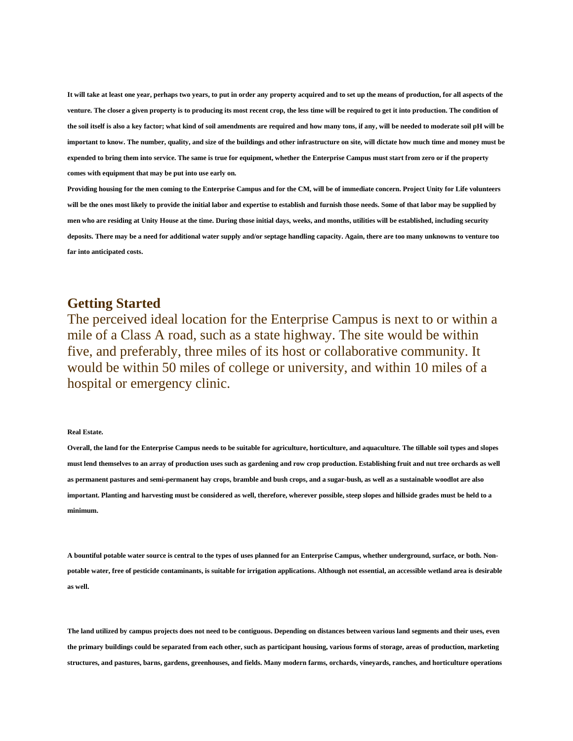**It will take at least one year, perhaps two years, to put in order any property acquired and to set up the means of production, for all aspects of the venture. The closer a given property is to producing its most recent crop, the less time will be required to get it into production. The condition of the soil itself is also a key factor; what kind of soil amendments are required and how many tons, if any, will be needed to moderate soil pH will be important to know. The number, quality, and size of the buildings and other infrastructure on site, will dictate how much time and money must be expended to bring them into service. The same is true for equipment, whether the Enterprise Campus must start from zero or if the property comes with equipment that may be put into use early on.**

**Providing housing for the men coming to the Enterprise Campus and for the CM, will be of immediate concern. Project Unity for Life volunteers will be the ones most likely to provide the initial labor and expertise to establish and furnish those needs. Some of that labor may be supplied by men who are residing at Unity House at the time. During those initial days, weeks, and months, utilities will be established, including security deposits. There may be a need for additional water supply and/or septage handling capacity. Again, there are too many unknowns to venture too far into anticipated costs.**

## Getting Started

The perceived ideal location for the Enterprise Campus is next to or within a mile of a Class A road, such as a state highway. The site would be within five, and preferably, three miles of its host or collaborative community. It would be within 50 miles of college or university, and within 10 miles of a hospital or emergency clinic.

**Real Estate.**

**Overall, the land for the Enterprise Campus needs to be suitable for agriculture, horticulture, and aquaculture. The tillable soil types and slopes must lend themselves to an array of production uses such as gardening and row crop production. Establishing fruit and nut tree orchards as well as permanent pastures and semi-permanent hay crops, bramble and bush crops, and a sugar-bush, as well as a sustainable woodlot are also important. Planting and harvesting must be considered as well, therefore, wherever possible, steep slopes and hillside grades must be held to a minimum.**

**A bountiful potable water source is central to the types of uses planned for an Enterprise Campus, whether underground, surface, or both. Non-potable water, free of pesticide contaminants, is suitable for irrigation applications. Although not essential, an accessible wetland area is desirable as well.**

**The land utilized by campus projects does not need to be contiguous. Depending on distances between various land segments and their uses, even the primary buildings could be separated from each other, such as participant housing, various forms of storage, areas of production, marketing structures, and pastures, barns, gardens, greenhouses, and fields. Many modern farms, orchards, vineyards, ranches, and horticulture operations**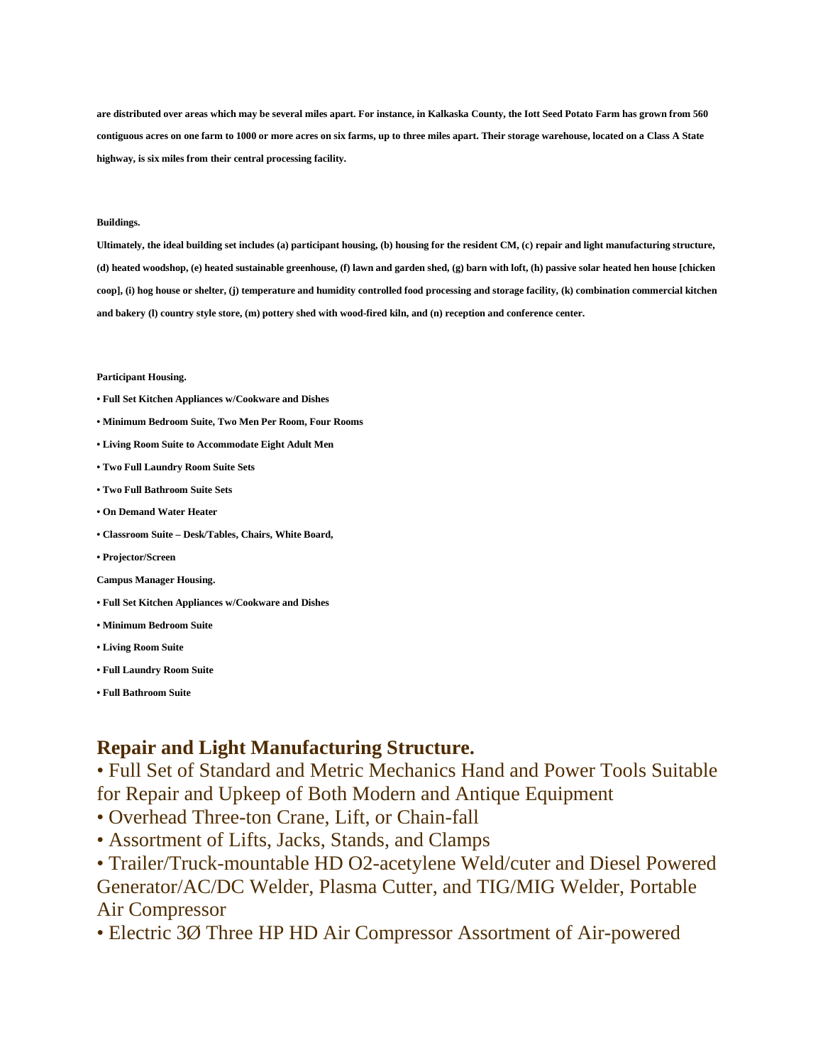**are distributed over areas which may be several miles apart. For instance, in Kalkaska County, the Iott Seed Potato Farm has grown from 560 contiguous acres on one farm to 1000 or more acres on six farms, up to three miles apart. Their storage warehouse, located on a Class A State highway, is six miles from their central processing facility.**

**Buildings.**

**Ultimately, the ideal building set includes (a) participant housing, (b) housing for the resident CM, (c) repair and light manufacturing structure, (d) heated woodshop, (e) heated sustainable greenhouse, (f) lawn and garden shed, (g) barn with loft, (h) passive solar heated hen house [chicken coop], (i) hog house or shelter, (j) temperature and humidity controlled food processing and storage facility, (k) combination commercial kitchen and bakery (l) country style store, (m) pottery shed with wood-fired kiln, and (n) reception and conference center.**

**Participant Housing.**

- **Full Set Kitchen Appliances w/Cookware and Dishes**
- **Minimum Bedroom Suite, Two Men Per Room, Four Rooms**
- **Living Room Suite to Accommodate Eight Adult Men**
- **Two Full Laundry Room Suite Sets**
- **Two Full Bathroom Suite Sets**
- **On Demand Water Heater**
- **Classroom Suite – Desk/Tables, Chairs, White Board,**
- **Projector/Screen**

**Campus Manager Housing.**

- **Full Set Kitchen Appliances w/Cookware and Dishes**
- **Minimum Bedroom Suite**
- **Living Room Suite**
- **Full Laundry Room Suite**
- **Full Bathroom Suite**

## Repair and Light Manufacturing Structure.

- Full Set of Standard and Metric Mechanics Hand and Power Tools Suitable for Repair and Upkeep of Both Modern and Antique Equipment
- Overhead Three-ton Crane, Lift, or Chain-fall
- Assortment of Lifts, Jacks, Stands, and Clamps
- Trailer/Truck-mountable HD O2-acetylene Weld/cuter and Diesel Powered Generator/AC/DC Welder, Plasma Cutter, and TIG/MIG Welder, Portable Air Compressor
- Electric 3Ø Three HP HD Air Compressor Assortment of Air-powered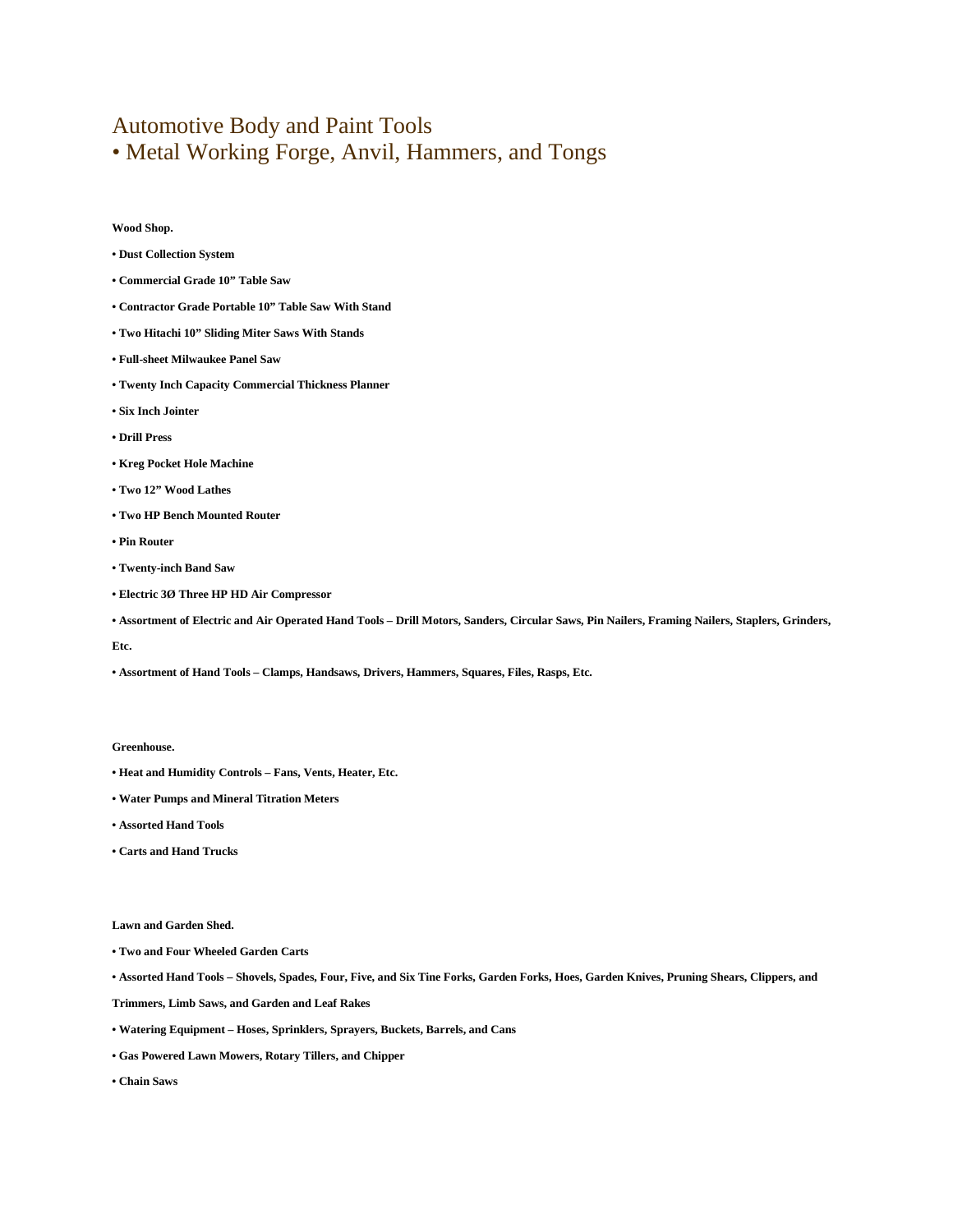Automotive Body and Paint Tools

• Metal Working Forge, Anvil, Hammers, and Tongs

**Wood Shop.**

- **Dust Collection System**
- **Commercial Grade 10" Table Saw**
- **Contractor Grade Portable 10" Table Saw With Stand**
- **Two Hitachi 10" Sliding Miter Saws With Stands**
- **Full-sheet Milwaukee Panel Saw**
- **Twenty Inch Capacity Commercial Thickness Planner**
- **Six Inch Jointer**
- **Drill Press**
- **Kreg Pocket Hole Machine**
- **Two 12" Wood Lathes**
- **Two HP Bench Mounted Router**
- **Pin Router**
- **Twenty-inch Band Saw**
- **Electric 3Ø Three HP HD Air Compressor**
- **Assortment of Electric and Air Operated Hand Tools – Drill Motors, Sanders, Circular Saws, Pin Nailers, Framing Nailers, Staplers, Grinders, Etc.**
- **Assortment of Hand Tools – Clamps, Handsaws, Drivers, Hammers, Squares, Files, Rasps, Etc.**

**Greenhouse.**

- **Heat and Humidity Controls – Fans, Vents, Heater, Etc.**
- **Water Pumps and Mineral Titration Meters**
- **Assorted Hand Tools**
- **Carts and Hand Trucks**

**Lawn and Garden Shed.**

- **Two and Four Wheeled Garden Carts**
- **Assorted Hand Tools – Shovels, Spades, Four, Five, and Six Tine Forks, Garden Forks, Hoes, Garden Knives, Pruning Shears, Clippers, and Trimmers, Limb Saws, and Garden and Leaf Rakes**
- **Watering Equipment – Hoses, Sprinklers, Sprayers, Buckets, Barrels, and Cans**
- **Gas Powered Lawn Mowers, Rotary Tillers, and Chipper**
- **Chain Saws**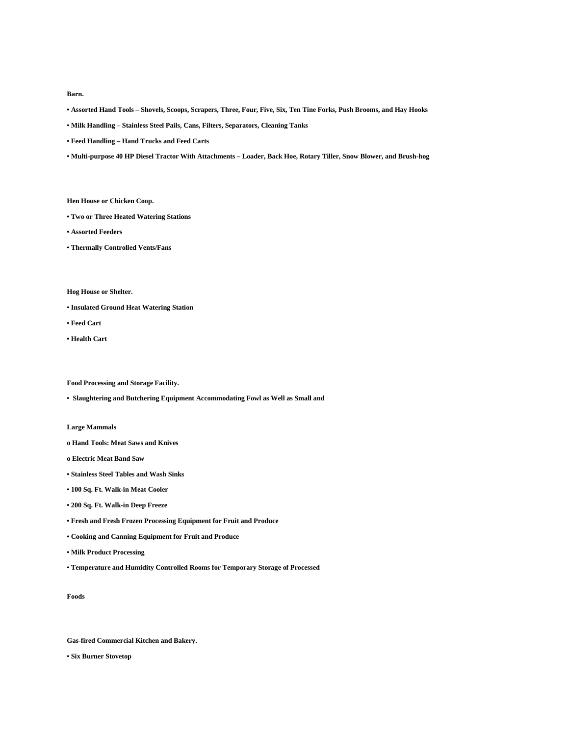**Barn.**

- **Assorted Hand Tools – Shovels, Scoops, Scrapers, Three, Four, Five, Six, Ten Tine Forks, Push Brooms, and Hay Hooks**
- **Milk Handling – Stainless Steel Pails, Cans, Filters, Separators, Cleaning Tanks**
- **Feed Handling – Hand Trucks and Feed Carts**
- **Multi-purpose 40 HP Diesel Tractor With Attachments – Loader, Back Hoe, Rotary Tiller, Snow Blower, and Brush-hog**

**Hen House or Chicken Coop.**

- **Two or Three Heated Watering Stations**
- **Assorted Feeders**
- **Thermally Controlled Vents/Fans**

**Hog House or Shelter.**

- **Insulated Ground Heat Watering Station**
- **Feed Cart**
- **Health Cart**

**Food Processing and Storage Facility.**

- **Slaughtering and Butchering Equipment Accommodating Fowl as Well as Small and**

**Large Mammals**

- **Hand Tools: Meat Saws and Knives**
- **Electric Meat Band Saw**

- **Stainless Steel Tables and Wash Sinks**
- **100 Sq. Ft. Walk-in Meat Cooler**
- **200 Sq. Ft. Walk-in Deep Freeze**
- **Fresh and Fresh Frozen Processing Equipment for Fruit and Produce**
- **Cooking and Canning Equipment for Fruit and Produce**
- **Milk Product Processing**
- **Temperature and Humidity Controlled Rooms for Temporary Storage of Processed**

**Foods**

**Gas-fired Commercial Kitchen and Bakery.**

- **Six Burner Stovetop**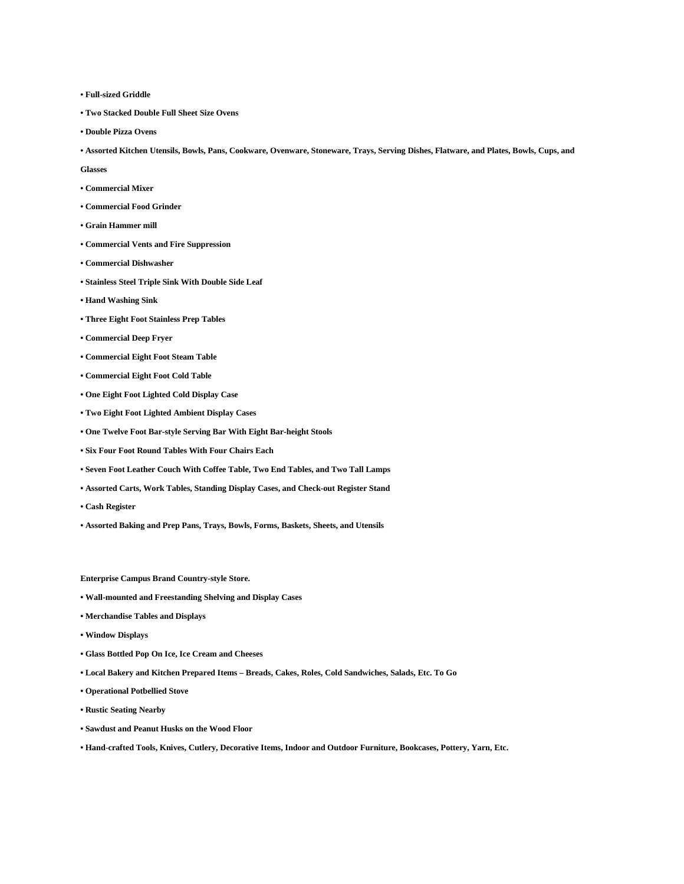**• Full-sized Griddle**

**• Two Stacked Double Full Sheet Size Ovens**

**• Double Pizza Ovens**

**• Assorted Kitchen Utensils, Bowls, Pans, Cookware, Ovenware, Stoneware, Trays, Serving Dishes, Flatware, and Plates, Bowls, Cups, and Glasses**

**• Commercial Mixer**

**• Commercial Food Grinder**

**• Grain Hammer mill**

**• Commercial Vents and Fire Suppression**

**• Commercial Dishwasher**

**• Stainless Steel Triple Sink With Double Side Leaf**

**• Hand Washing Sink**

**• Three Eight Foot Stainless Prep Tables**

**• Commercial Deep Fryer**

**• Commercial Eight Foot Steam Table**

**• Commercial Eight Foot Cold Table**

**• One Eight Foot Lighted Cold Display Case**

**• Two Eight Foot Lighted Ambient Display Cases**

**• One Twelve Foot Bar-style Serving Bar With Eight Bar-height Stools**

**• Six Four Foot Round Tables With Four Chairs Each**

**• Seven Foot Leather Couch With Coffee Table, Two End Tables, and Two Tall Lamps**

**• Assorted Carts, Work Tables, Standing Display Cases, and Check-out Register Stand**

**• Cash Register**

**• Assorted Baking and Prep Pans, Trays, Bowls, Forms, Baskets, Sheets, and Utensils**

**Enterprise Campus Brand Country-style Store.**

**• Wall-mounted and Freestanding Shelving and Display Cases**

**• Merchandise Tables and Displays**

**• Window Displays**

**• Glass Bottled Pop On Ice, Ice Cream and Cheeses**

**• Local Bakery and Kitchen Prepared Items – Breads, Cakes, Roles, Cold Sandwiches, Salads, Etc. To Go**

**• Operational Potbellied Stove**

**• Rustic Seating Nearby**

**• Sawdust and Peanut Husks on the Wood Floor**

**• Hand-crafted Tools, Knives, Cutlery, Decorative Items, Indoor and Outdoor Furniture, Bookcases, Pottery, Yarn, Etc.**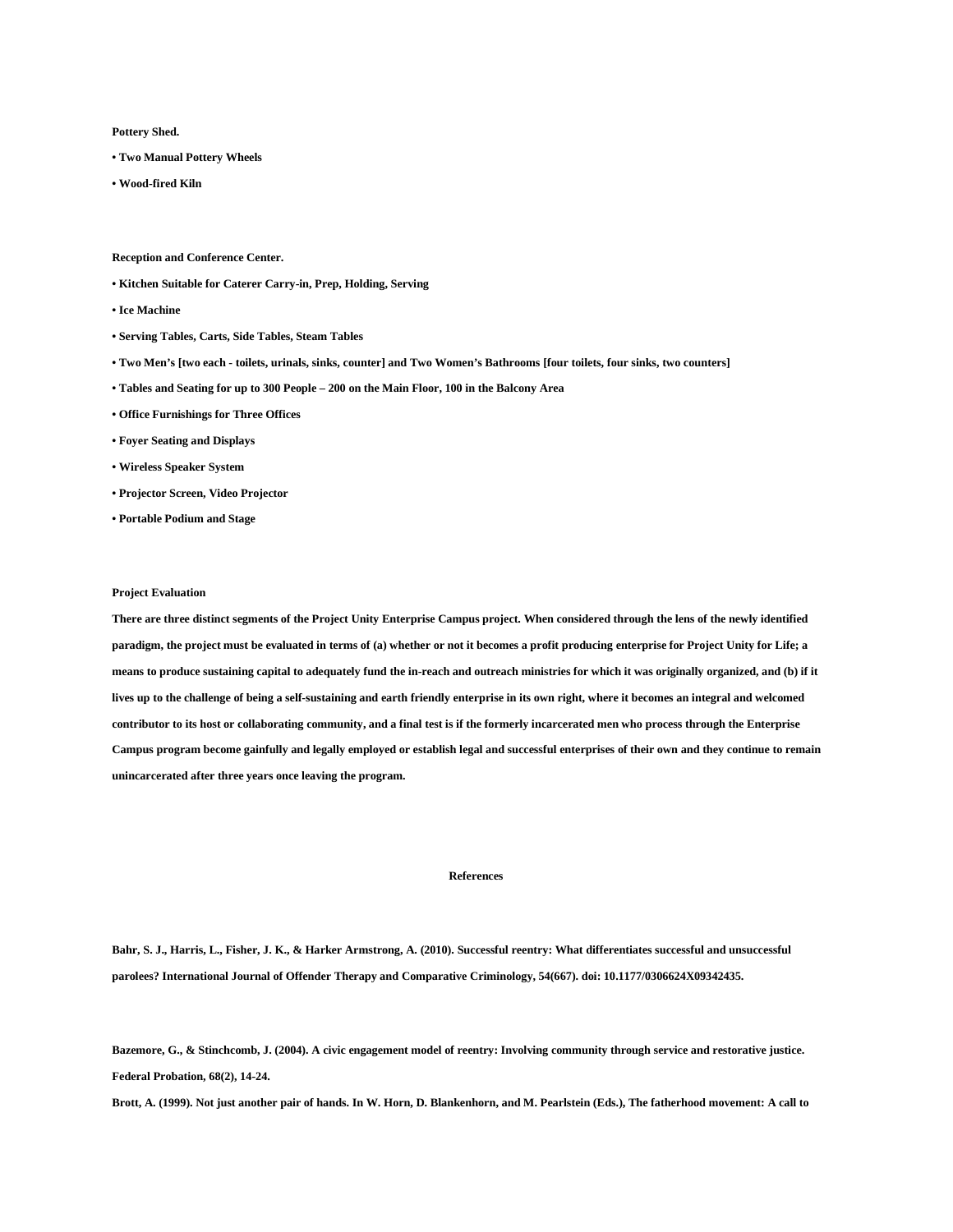**Pottery Shed.**

- **Two Manual Pottery Wheels**
- **Wood-fired Kiln**

**Reception and Conference Center.**

- **Kitchen Suitable for Caterer Carry-in, Prep, Holding, Serving**
- **Ice Machine**
- **Serving Tables, Carts, Side Tables, Steam Tables**
- **Two Men's [two each - toilets, urinals, sinks, counter] and Two Women's Bathrooms [four toilets, four sinks, two counters]**
- **Tables and Seating for up to 300 People – 200 on the Main Floor, 100 in the Balcony Area**
- **Office Furnishings for Three Offices**
- **Foyer Seating and Displays**
- **Wireless Speaker System**
- **Projector Screen, Video Projector**
- **Portable Podium and Stage**

**Project Evaluation**

**There are three distinct segments of the Project Unity Enterprise Campus project. When considered through the lens of the newly identified paradigm, the project must be evaluated in terms of (a) whether or not it becomes a profit producing enterprise for Project Unity for Life; a means to produce sustaining capital to adequately fund the in-reach and outreach ministries for which it was originally organized, and (b) if it lives up to the challenge of being a self-sustaining and earth friendly enterprise in its own right, where it becomes an integral and welcomed contributor to its host or collaborating community, and a final test is if the formerly incarcerated men who process through the Enterprise Campus program become gainfully and legally employed or establish legal and successful enterprises of their own and they continue to remain unincarcerated after three years once leaving the program.**

## References

**Bahr, S. J., Harris, L., Fisher, J. K., & Harker Armstrong, A. (2010). Successful reentry: What differentiates successful and unsuccessful parolees? International Journal of Offender Therapy and Comparative Criminology, 54(667). doi: 10.1177/0306624X09342435.**

**Bazemore, G., & Stinchcomb, J. (2004). A civic engagement model of reentry: Involving community through service and restorative justice. Federal Probation, 68(2), 14-24.**

**Brott, A. (1999). Not just another pair of hands. In W. Horn, D. Blankenhorn, and M. Pearlstein (Eds.), The fatherhood movement: A call to**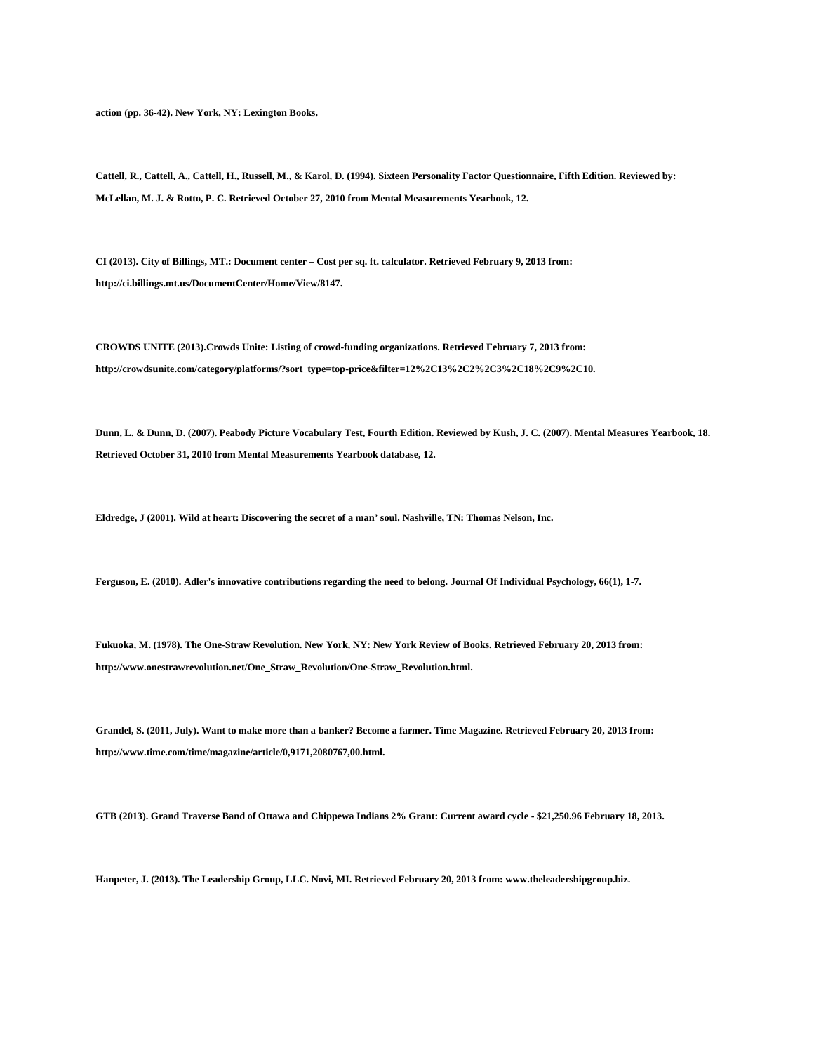**action (pp. 36-42). New York, NY: Lexington Books.**

**Cattell, R., Cattell, A., Cattell, H., Russell, M., & Karol, D. (1994). Sixteen Personality Factor Questionnaire, Fifth Edition. Reviewed by: McLellan, M. J. & Rotto, P. C. Retrieved October 27, 2010 from Mental Measurements Yearbook, 12.**

**CI (2013). City of Billings, MT.: Document center – Cost per sq. ft. calculator. Retrieved February 9, 2013 from: http://ci.billings.mt.us/DocumentCenter/Home/View/8147.**

**CROWDS UNITE (2013).Crowds Unite: Listing of crowd-funding organizations. Retrieved February 7, 2013 from: http://crowdsunite.com/category/platforms/?sort_type=top-price&filter=12%2C13%2C2%2C3%2C18%2C9%2C10.**

**Dunn, L. & Dunn, D. (2007). Peabody Picture Vocabulary Test, Fourth Edition. Reviewed by Kush, J. C. (2007). Mental Measures Yearbook, 18. Retrieved October 31, 2010 from Mental Measurements Yearbook database, 12.**

**Eldredge, J (2001). Wild at heart: Discovering the secret of a man' soul. Nashville, TN: Thomas Nelson, Inc.**

**Ferguson, E. (2010). Adler's innovative contributions regarding the need to belong. Journal Of Individual Psychology, 66(1), 1-7.**

**Fukuoka, M. (1978). The One-Straw Revolution. New York, NY: New York Review of Books. Retrieved February 20, 2013 from: http://www.onestrawrevolution.net/One_Straw_Revolution/One-Straw_Revolution.html.**

**Grandel, S. (2011, July). Want to make more than a banker? Become a farmer. Time Magazine. Retrieved February 20, 2013 from: http://www.time.com/time/magazine/article/0,9171,2080767,00.html.**

**GTB (2013). Grand Traverse Band of Ottawa and Chippewa Indians 2% Grant: Current award cycle - $21,250.96 February 18, 2013.**

**Hanpeter, J. (2013). The Leadership Group, LLC. Novi, MI. Retrieved February 20, 2013 from: www.theleadershipgroup.biz.**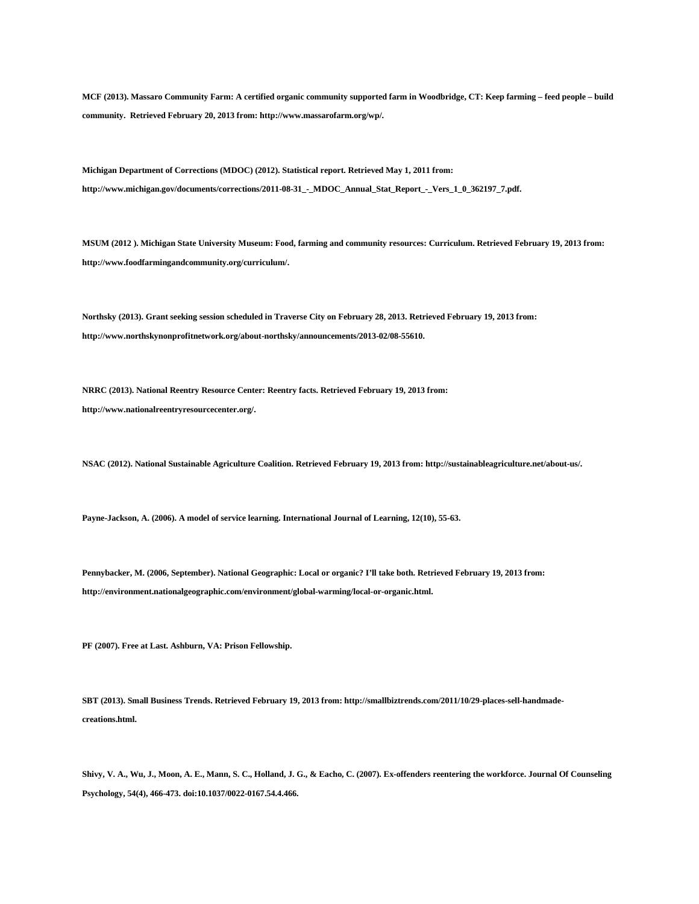**MCF (2013). Massaro Community Farm: A certified organic community supported farm in Woodbridge, CT: Keep farming – feed people – build community. Retrieved February 20, 2013 from: http://www.massarofarm.org/wp/.**

**Michigan Department of Corrections (MDOC) (2012). Statistical report. Retrieved May 1, 2011 from: http://www.michigan.gov/documents/corrections/2011-08-31_-_MDOC_Annual_Stat_Report_-_Vers_1_0_362197_7.pdf.**

**MSUM (2012 ). Michigan State University Museum: Food, farming and community resources: Curriculum. Retrieved February 19, 2013 from: http://www.foodfarmingandcommunity.org/curriculum/.**

**Northsky (2013). Grant seeking session scheduled in Traverse City on February 28, 2013. Retrieved February 19, 2013 from: http://www.northskynonprofitnetwork.org/about-northsky/announcements/2013-02/08-55610.**

**NRRC (2013). National Reentry Resource Center: Reentry facts. Retrieved February 19, 2013 from: http://www.nationalreentryresourcecenter.org/.**

**NSAC (2012). National Sustainable Agriculture Coalition. Retrieved February 19, 2013 from: http://sustainableagriculture.net/about-us/.**

**Payne-Jackson, A. (2006). A model of service learning. International Journal of Learning, 12(10), 55-63.**

**Pennybacker, M. (2006, September). National Geographic: Local or organic? I'll take both. Retrieved February 19, 2013 from: http://environment.nationalgeographic.com/environment/global-warming/local-or-organic.html.**

**PF (2007). Free at Last. Ashburn, VA: Prison Fellowship.**

**SBT (2013). Small Business Trends. Retrieved February 19, 2013 from: http://smallbiztrends.com/2011/10/29-places-sell-handmade-creations.html.**

**Shivy, V. A., Wu, J., Moon, A. E., Mann, S. C., Holland, J. G., & Eacho, C. (2007). Ex-offenders reentering the workforce. Journal Of Counseling Psychology, 54(4), 466-473. doi:10.1037/0022-0167.54.4.466.**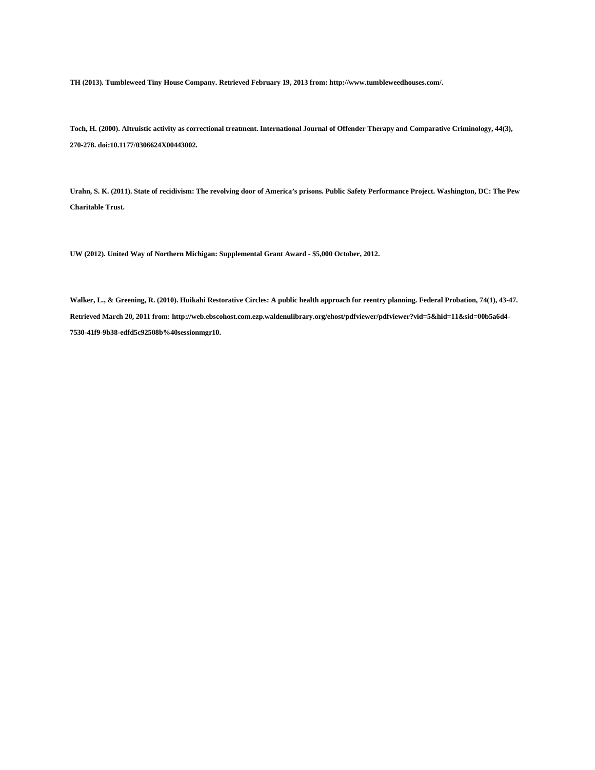**TH (2013). Tumbleweed Tiny House Company. Retrieved February 19, 2013 from: http://www.tumbleweedhouses.com/.**

**Toch, H. (2000). Altruistic activity as correctional treatment. International Journal of Offender Therapy and Comparative Criminology, 44(3), 270-278. doi:10.1177/0306624X00443002.**

**Urahn, S. K. (2011). State of recidivism: The revolving door of America's prisons. Public Safety Performance Project. Washington, DC: The Pew Charitable Trust.**

**UW (2012). United Way of Northern Michigan: Supplemental Grant Award - $5,000 October, 2012.**

**Walker, L., & Greening, R. (2010). Huikahi Restorative Circles: A public health approach for reentry planning. Federal Probation, 74(1), 43-47. Retrieved March 20, 2011 from: http://web.ebscohost.com.ezp.waldenulibrary.org/ehost/pdfviewer/pdfviewer?vid=5&hid=11&sid=00b5a6d4-7530-41f9-9b38-edfd5c92508b%40sessionmgr10.**